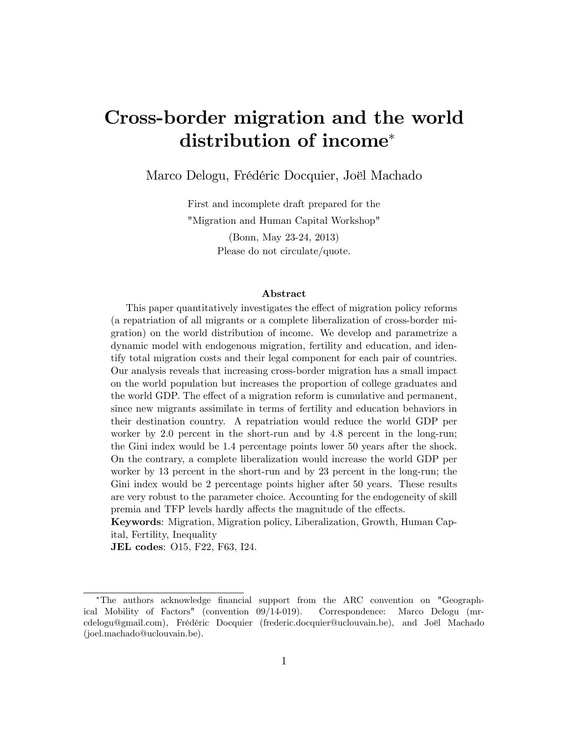# Cross-border migration and the world distribution of income*

Marco Delogu, Frédéric Docquier, Joël Machado

First and incomplete draft prepared for the
"Migration and Human Capital Workshop"
(Bonn, May 23-24, 2013)
Please do not circulate/quote.

## Abstract

This paper quantitatively investigates the effect of migration policy reforms (a repatriation of all migrants or a complete liberalization of cross-border migration) on the world distribution of income. We develop and parametrize a dynamic model with endogenous migration, fertility and education, and identify total migration costs and their legal component for each pair of countries. Our analysis reveals that increasing cross-border migration has a small impact on the world population but increases the proportion of college graduates and the world GDP. The effect of a migration reform is cumulative and permanent, since new migrants assimilate in terms of fertility and education behaviors in their destination country. A repatriation would reduce the world GDP per worker by 2.0 percent in the short-run and by 4.8 percent in the long-run; the Gini index would be 1.4 percentage points lower 50 years after the shock. On the contrary, a complete liberalization would increase the world GDP per worker by 13 percent in the short-run and by 23 percent in the long-run; the Gini index would be 2 percentage points higher after 50 years. These results are very robust to the parameter choice. Accounting for the endogeneity of skill premia and TFP levels hardly affects the magnitude of the effects.

**Keywords**: Migration, Migration policy, Liberalization, Growth, Human Capital, Fertility, Inequality

**JEL codes**: O15, F22, F63, I24.

---

*The authors acknowledge financial support from the ARC convention on "Geographical Mobility of Factors" (convention 09/14-019). Correspondence: Marco Delogu (mrcdelogu@gmail.com), Frédéric Docquier (frederic.docquier@uclouvain.be), and Joël Machado (joel.machado@uclouvain.be).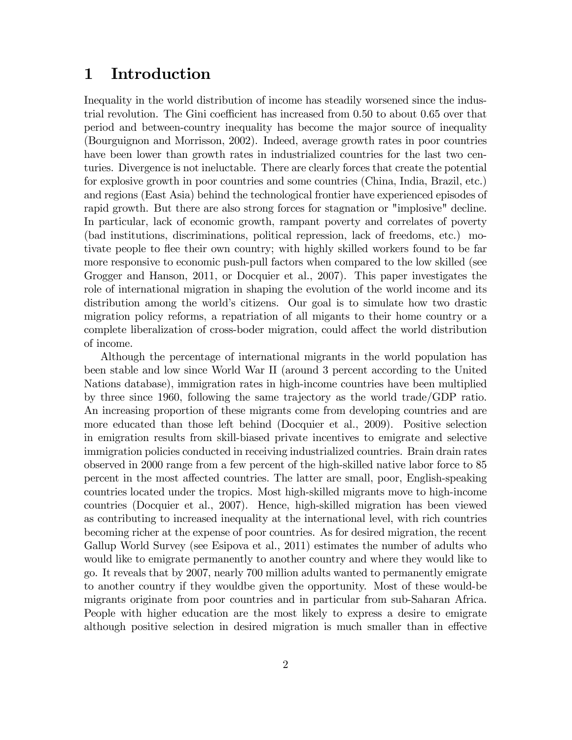# 1 Introduction

Inequality in the world distribution of income has steadily worsened since the industrial revolution. The Gini coefficient has increased from 0.50 to about 0.65 over that period and between-country inequality has become the major source of inequality (Bourguignon and Morrisson, 2002). Indeed, average growth rates in poor countries have been lower than growth rates in industrialized countries for the last two centuries. Divergence is not ineluctable. There are clearly forces that create the potential for explosive growth in poor countries and some countries (China, India, Brazil, etc.) and regions (East Asia) behind the technological frontier have experienced episodes of rapid growth. But there are also strong forces for stagnation or "implosive" decline. In particular, lack of economic growth, rampant poverty and correlates of poverty (bad institutions, discriminations, political repression, lack of freedoms, etc.) motivate people to flee their own country; with highly skilled workers found to be far more responsive to economic push-pull factors when compared to the low skilled (see Grogger and Hanson, 2011, or Docquier et al., 2007). This paper investigates the role of international migration in shaping the evolution of the world income and its distribution among the world's citizens. Our goal is to simulate how two drastic migration policy reforms, a repatriation of all migants to their home country or a complete liberalization of cross-boder migration, could affect the world distribution of income.

Although the percentage of international migrants in the world population has been stable and low since World War II (around 3 percent according to the United Nations database), immigration rates in high-income countries have been multiplied by three since 1960, following the same trajectory as the world trade/GDP ratio. An increasing proportion of these migrants come from developing countries and are more educated than those left behind (Docquier et al., 2009). Positive selection in emigration results from skill-biased private incentives to emigrate and selective immigration policies conducted in receiving industrialized countries. Brain drain rates observed in 2000 range from a few percent of the high-skilled native labor force to 85 percent in the most affected countries. The latter are small, poor, English-speaking countries located under the tropics. Most high-skilled migrants move to high-income countries (Docquier et al., 2007). Hence, high-skilled migration has been viewed as contributing to increased inequality at the international level, with rich countries becoming richer at the expense of poor countries. As for desired migration, the recent Gallup World Survey (see Esipova et al., 2011) estimates the number of adults who would like to emigrate permanently to another country and where they would like to go. It reveals that by 2007, nearly 700 million adults wanted to permanently emigrate to another country if they wouldbe given the opportunity. Most of these would-be migrants originate from poor countries and in particular from sub-Saharan Africa. People with higher education are the most likely to express a desire to emigrate although positive selection in desired migration is much smaller than in effective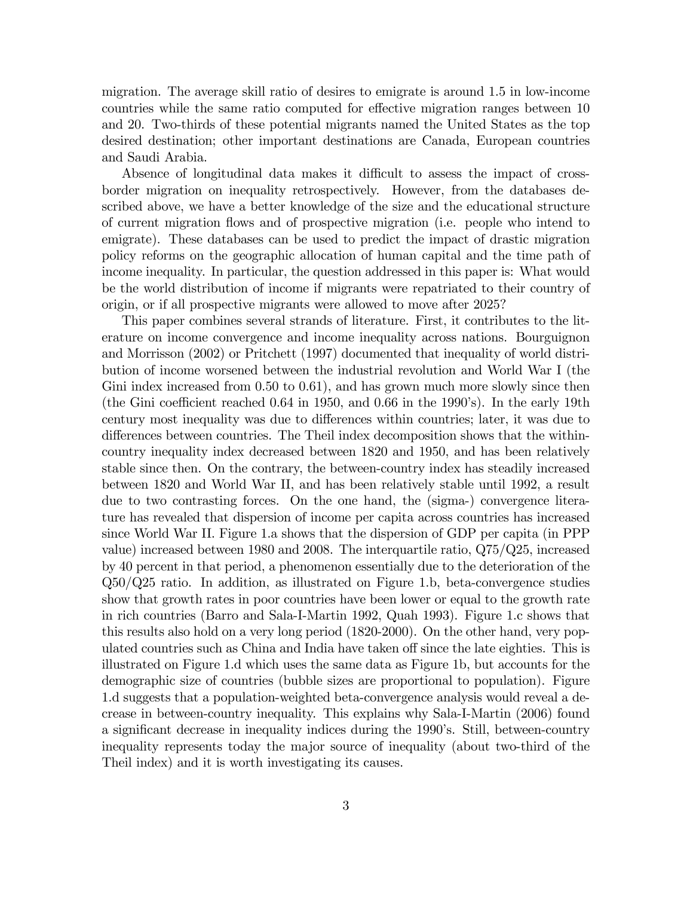migration. The average skill ratio of desires to emigrate is around 1.5 in low-income countries while the same ratio computed for effective migration ranges between 10 and 20. Two-thirds of these potential migrants named the United States as the top desired destination; other important destinations are Canada, European countries and Saudi Arabia.

Absence of longitudinal data makes it difficult to assess the impact of cross-border migration on inequality retrospectively. However, from the databases described above, we have a better knowledge of the size and the educational structure of current migration flows and of prospective migration (i.e. people who intend to emigrate). These databases can be used to predict the impact of drastic migration policy reforms on the geographic allocation of human capital and the time path of income inequality. In particular, the question addressed in this paper is: What would be the world distribution of income if migrants were repatriated to their country of origin, or if all prospective migrants were allowed to move after 2025?

This paper combines several strands of literature. First, it contributes to the literature on income convergence and income inequality across nations. Bourguignon and Morrisson (2002) or Pritchett (1997) documented that inequality of world distribution of income worsened between the industrial revolution and World War I (the Gini index increased from 0.50 to 0.61), and has grown much more slowly since then (the Gini coefficient reached 0.64 in 1950, and 0.66 in the 1990's). In the early 19th century most inequality was due to differences within countries; later, it was due to differences between countries. The Theil index decomposition shows that the within-country inequality index decreased between 1820 and 1950, and has been relatively stable since then. On the contrary, the between-country index has steadily increased between 1820 and World War II, and has been relatively stable until 1992, a result due to two contrasting forces. On the one hand, the (sigma-) convergence literature has revealed that dispersion of income per capita across countries has increased since World War II. Figure 1.a shows that the dispersion of GDP per capita (in PPP value) increased between 1980 and 2008. The interquartile ratio, Q75/Q25, increased by 40 percent in that period, a phenomenon essentially due to the deterioration of the Q50/Q25 ratio. In addition, as illustrated on Figure 1.b, beta-convergence studies show that growth rates in poor countries have been lower or equal to the growth rate in rich countries (Barro and Sala-I-Martin 1992, Quah 1993). Figure 1.c shows that this results also hold on a very long period (1820-2000). On the other hand, very populated countries such as China and India have taken off since the late eighties. This is illustrated on Figure 1.d which uses the same data as Figure 1b, but accounts for the demographic size of countries (bubble sizes are proportional to population). Figure 1.d suggests that a population-weighted beta-convergence analysis would reveal a decrease in between-country inequality. This explains why Sala-I-Martin (2006) found a significant decrease in inequality indices during the 1990's. Still, between-country inequality represents today the major source of inequality (about two-third of the Theil index) and it is worth investigating its causes.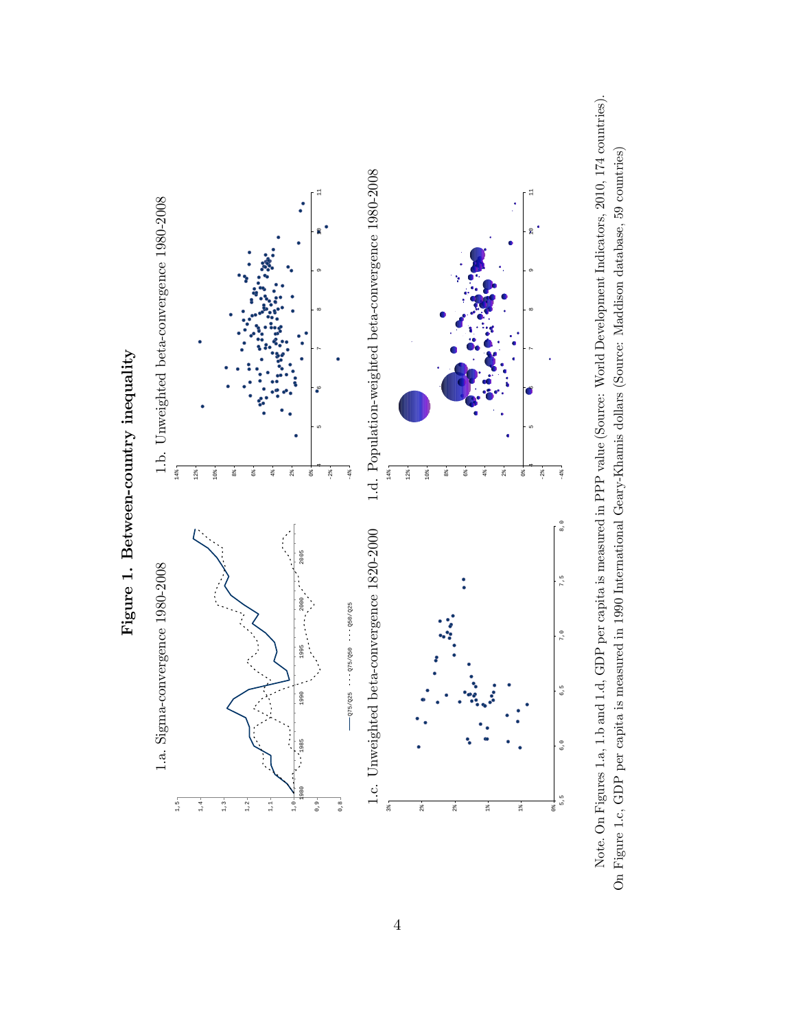# Figure 1. Between-country inequality

1.a. Sigma-convergence 1980-2008

1.b. Unweighted beta-convergence 1980-2008

1.c. Unweighted beta-convergence 1820-2000

1.d. Population-weighted beta-convergence 1980-2008

Note. On Figures 1.a, 1.b and 1.d, GDP per capita is measured in PPP value (Source: World Development Indicators, 2010, 174 countries). On Figure 1.c, GDP per capita is measured in 1990 International Geary-Khamis dollars (Source: Maddison database, 59 countries)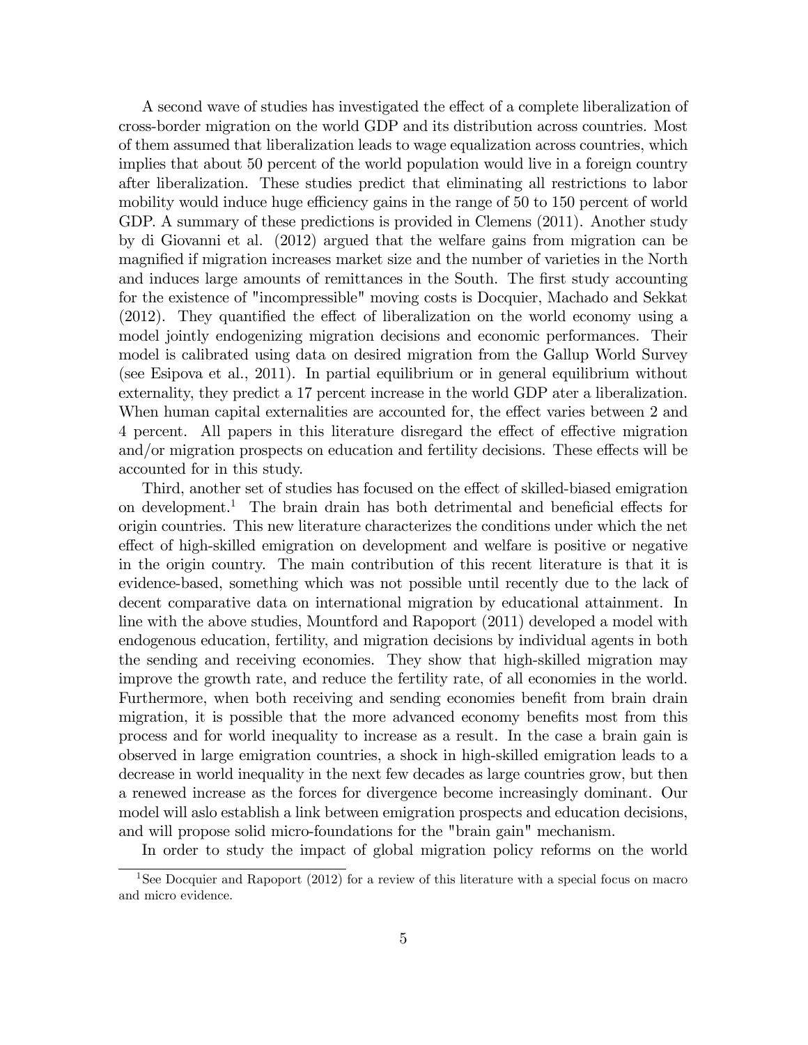A second wave of studies has investigated the effect of a complete liberalization of cross-border migration on the world GDP and its distribution across countries. Most of them assumed that liberalization leads to wage equalization across countries, which implies that about 50 percent of the world population would live in a foreign country after liberalization. These studies predict that eliminating all restrictions to labor mobility would induce huge efficiency gains in the range of 50 to 150 percent of world GDP. A summary of these predictions is provided in Clemens (2011). Another study by di Giovanni et al. (2012) argued that the welfare gains from migration can be magnified if migration increases market size and the number of varieties in the North and induces large amounts of remittances in the South. The first study accounting for the existence of "incompressible" moving costs is Docquier, Machado and Sekkat (2012). They quantified the effect of liberalization on the world economy using a model jointly endogenizing migration decisions and economic performances. Their model is calibrated using data on desired migration from the Gallup World Survey (see Esipova et al., 2011). In partial equilibrium or in general equilibrium without externality, they predict a 17 percent increase in the world GDP ater a liberalization. When human capital externalities are accounted for, the effect varies between 2 and 4 percent. All papers in this literature disregard the effect of effective migration and/or migration prospects on education and fertility decisions. These effects will be accounted for in this study.

Third, another set of studies has focused on the effect of skilled-biased emigration on development.[1] The brain drain has both detrimental and beneficial effects for origin countries. This new literature characterizes the conditions under which the net effect of high-skilled emigration on development and welfare is positive or negative in the origin country. The main contribution of this recent literature is that it is evidence-based, something which was not possible until recently due to the lack of decent comparative data on international migration by educational attainment. In line with the above studies, Mountford and Rapoport (2011) developed a model with endogenous education, fertility, and migration decisions by individual agents in both the sending and receiving economies. They show that high-skilled migration may improve the growth rate, and reduce the fertility rate, of all economies in the world. Furthermore, when both receiving and sending economies benefit from brain drain migration, it is possible that the more advanced economy benefits most from this process and for world inequality to increase as a result. In the case a brain gain is observed in large emigration countries, a shock in high-skilled emigration leads to a decrease in world inequality in the next few decades as large countries grow, but then a renewed increase as the forces for divergence become increasingly dominant. Our model will aslo establish a link between emigration prospects and education decisions, and will propose solid micro-foundations for the "brain gain" mechanism.

In order to study the impact of global migration policy reforms on the world

[1] See Docquier and Rapoport (2012) for a review of this literature with a special focus on macro and micro evidence.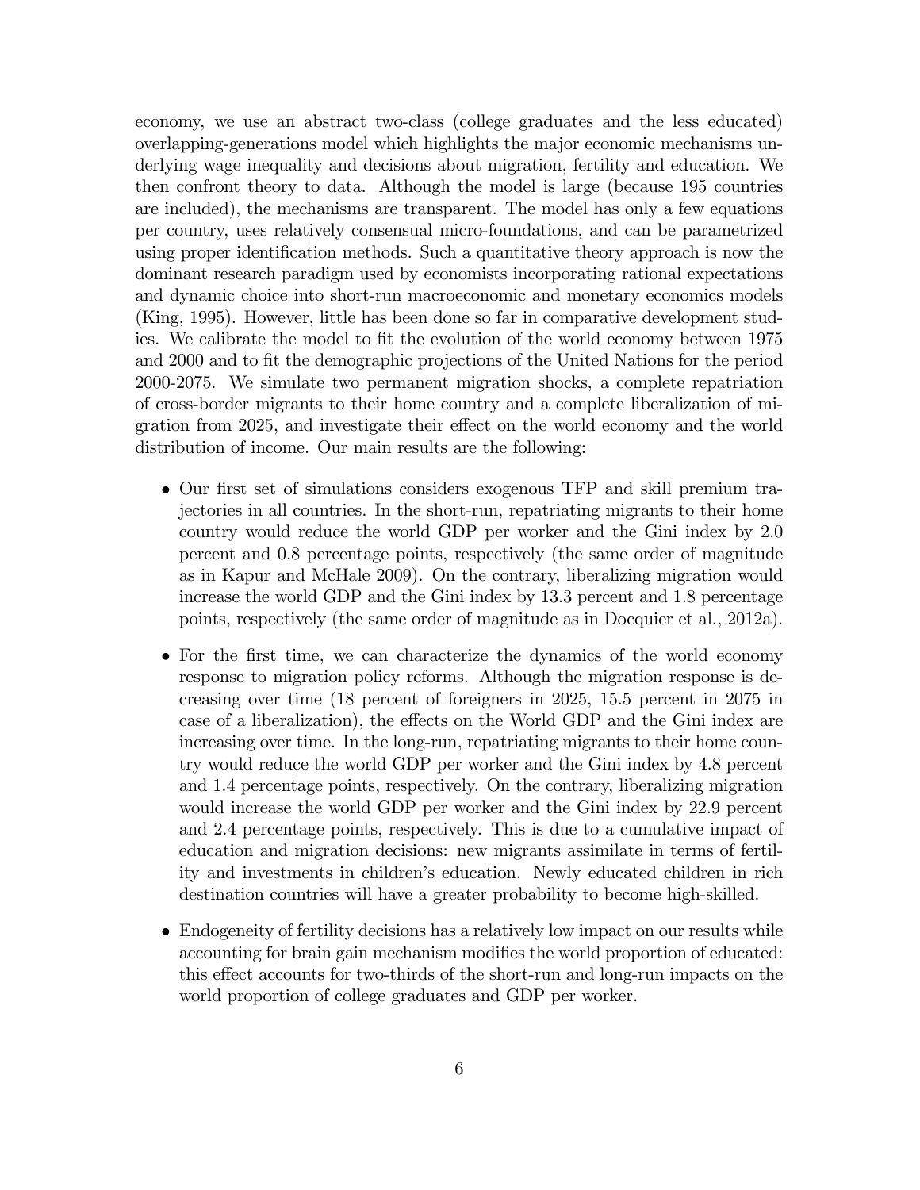economy, we use an abstract two-class (college graduates and the less educated) overlapping-generations model which highlights the major economic mechanisms underlying wage inequality and decisions about migration, fertility and education. We then confront theory to data. Although the model is large (because 195 countries are included), the mechanisms are transparent. The model has only a few equations per country, uses relatively consensual micro-foundations, and can be parametrized using proper identification methods. Such a quantitative theory approach is now the dominant research paradigm used by economists incorporating rational expectations and dynamic choice into short-run macroeconomic and monetary economics models (King, 1995). However, little has been done so far in comparative development studies. We calibrate the model to fit the evolution of the world economy between 1975 and 2000 and to fit the demographic projections of the United Nations for the period 2000-2075. We simulate two permanent migration shocks, a complete repatriation of cross-border migrants to their home country and a complete liberalization of migration from 2025, and investigate their effect on the world economy and the world distribution of income. Our main results are the following:

- Our first set of simulations considers exogenous TFP and skill premium trajectories in all countries. In the short-run, repatriating migrants to their home country would reduce the world GDP per worker and the Gini index by 2.0 percent and 0.8 percentage points, respectively (the same order of magnitude as in Kapur and McHale 2009). On the contrary, liberalizing migration would increase the world GDP and the Gini index by 13.3 percent and 1.8 percentage points, respectively (the same order of magnitude as in Docquier et al., 2012a).
- For the first time, we can characterize the dynamics of the world economy response to migration policy reforms. Although the migration response is decreasing over time (18 percent of foreigners in 2025, 15.5 percent in 2075 in case of a liberalization), the effects on the World GDP and the Gini index are increasing over time. In the long-run, repatriating migrants to their home country would reduce the world GDP per worker and the Gini index by 4.8 percent and 1.4 percentage points, respectively. On the contrary, liberalizing migration would increase the world GDP per worker and the Gini index by 22.9 percent and 2.4 percentage points, respectively. This is due to a cumulative impact of education and migration decisions: new migrants assimilate in terms of fertility and investments in children's education. Newly educated children in rich destination countries will have a greater probability to become high-skilled.
- Endogeneity of fertility decisions has a relatively low impact on our results while accounting for brain gain mechanism modifies the world proportion of educated: this effect accounts for two-thirds of the short-run and long-run impacts on the world proportion of college graduates and GDP per worker.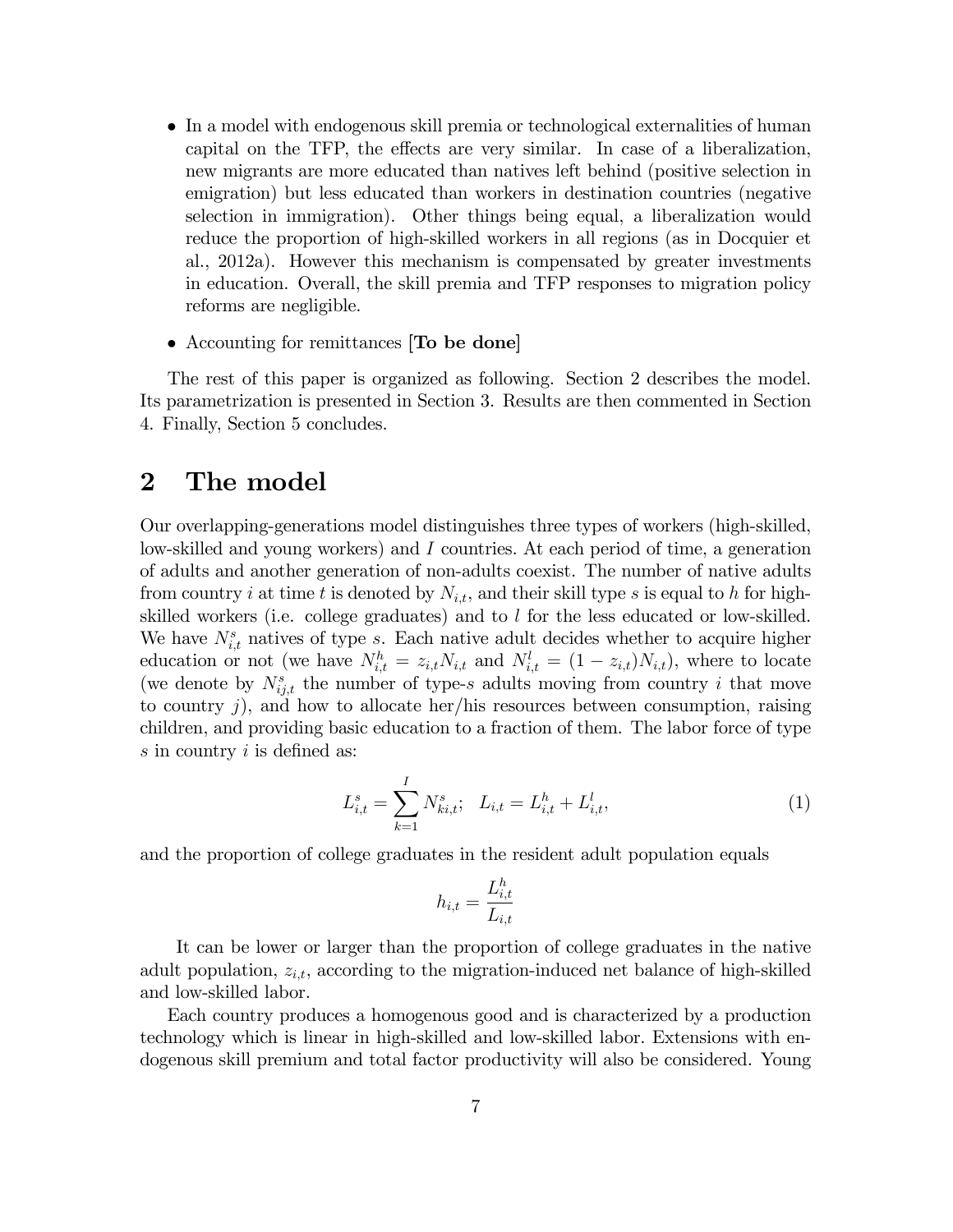- In a model with endogenous skill premia or technological externalities of human capital on the TFP, the effects are very similar. In case of a liberalization, new migrants are more educated than natives left behind (positive selection in emigration) but less educated than workers in destination countries (negative selection in immigration). Other things being equal, a liberalization would reduce the proportion of high-skilled workers in all regions (as in Docquier et al., 2012a). However this mechanism is compensated by greater investments in education. Overall, the skill premia and TFP responses to migration policy reforms are negligible.
- Accounting for remittances [**To be done**]

The rest of this paper is organized as following. Section 2 describes the model. Its parametrization is presented in Section 3. Results are then commented in Section 4. Finally, Section 5 concludes.

# 2 The model

Our overlapping-generations model distinguishes three types of workers (high-skilled, low-skilled and young workers) and $I$ countries. At each period of time, a generation of adults and another generation of non-adults coexist. The number of native adults from country $i$ at time $t$ is denoted by $N_{i,t}$, and their skill type $s$ is equal to $h$ for high-skilled workers (i.e. college graduates) and to $l$ for the less educated or low-skilled. We have $N_{i,t}^{s}$ natives of type $s$. Each native adult decides whether to acquire higher education or not (we have $N_{i,t}^{h} = z_{i,t}N_{i,t}$ and $N_{i,t}^{l} = (1 - z_{i,t})N_{i,t}$), where to locate (we denote by $N_{ij,t}^{s}$ the number of type-$s$ adults moving from country $i$ that move to country $j$), and how to allocate her/his resources between consumption, raising children, and providing basic education to a fraction of them. The labor force of type $s$ in country $i$ is defined as:

$$L_{i,t}^{s} = \sum_{k=1}^{I} N_{ki,t}^{s}; \quad L_{i,t} = L_{i,t}^{h} + L_{i,t}^{l}, \tag{1}$$

and the proportion of college graduates in the resident adult population equals

$$h_{i,t} = \frac{L_{i,t}^{h}}{L_{i,t}}$$

It can be lower or larger than the proportion of college graduates in the native adult population, $z_{i,t}$, according to the migration-induced net balance of high-skilled and low-skilled labor.

Each country produces a homogenous good and is characterized by a production technology which is linear in high-skilled and low-skilled labor. Extensions with endogenous skill premium and total factor productivity will also be considered. Young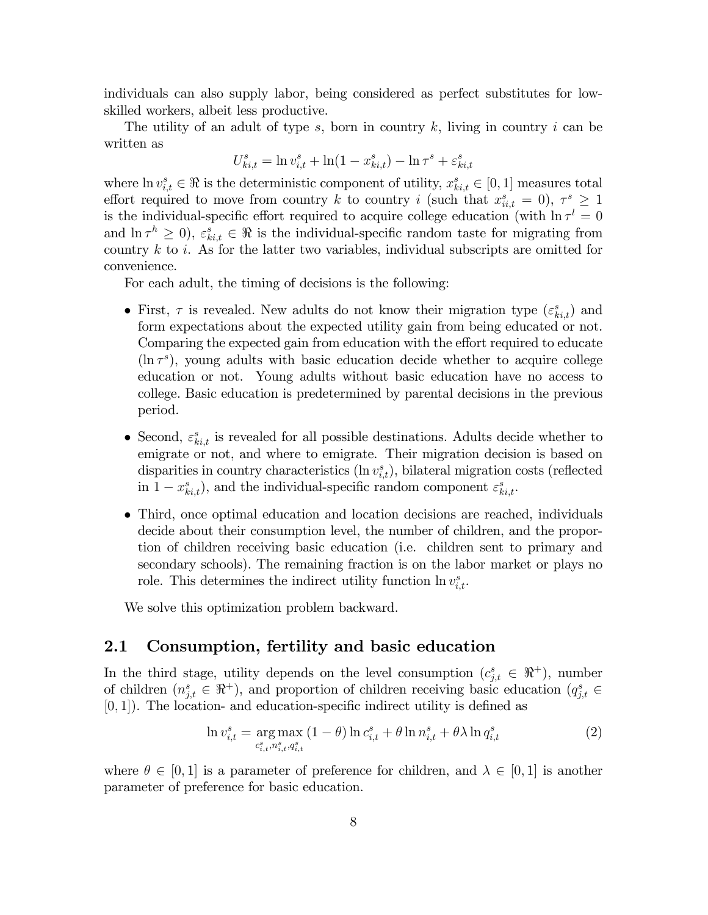individuals can also supply labor, being considered as perfect substitutes for low-skilled workers, albeit less productive.

The utility of an adult of type $s$, born in country $k$, living in country $i$ can be written as

$$U^s_{ki,t} = \ln v^s_{i,t} + \ln(1 - x^s_{ki,t}) - \ln \tau^s + \varepsilon^s_{ki,t}$$

where $\ln v^s_{i,t} \in \Re$ is the deterministic component of utility, $x^s_{ki,t} \in [0,1]$ measures total effort required to move from country $k$ to country $i$ (such that $x^s_{ii,t} = 0$), $\tau^s \geq 1$ is the individual-specific effort required to acquire college education (with $\ln \tau^l = 0$ and $\ln \tau^h \geq 0$), $\varepsilon^s_{ki,t} \in \Re$ is the individual-specific random taste for migrating from country $k$ to $i$. As for the latter two variables, individual subscripts are omitted for convenience.

For each adult, the timing of decisions is the following:

- First, $\tau$ is revealed. New adults do not know their migration type ($\varepsilon^s_{ki,t}$) and form expectations about the expected utility gain from being educated or not. Comparing the expected gain from education with the effort required to educate ($\ln \tau^s$), young adults with basic education decide whether to acquire college education or not. Young adults without basic education have no access to college. Basic education is predetermined by parental decisions in the previous period.
- Second, $\varepsilon^s_{ki,t}$ is revealed for all possible destinations. Adults decide whether to emigrate or not, and where to emigrate. Their migration decision is based on disparities in country characteristics ($\ln v^s_{i,t}$), bilateral migration costs (reflected in $1 - x^s_{ki,t}$), and the individual-specific random component $\varepsilon^s_{ki,t}$.
- Third, once optimal education and location decisions are reached, individuals decide about their consumption level, the number of children, and the proportion of children receiving basic education (i.e. children sent to primary and secondary schools). The remaining fraction is on the labor market or plays no role. This determines the indirect utility function $\ln v^s_{i,t}$.

We solve this optimization problem backward.

## 2.1 Consumption, fertility and basic education

In the third stage, utility depends on the level consumption ($c^s_{j,t} \in \Re^+$), number of children ($n^s_{j,t} \in \Re^+$), and proportion of children receiving basic education ($q^s_{j,t} \in [0,1]$). The location- and education-specific indirect utility is defined as

$$\ln v^s_{i,t} = \underset{c^s_{i,t}, n^s_{i,t}, q^s_{i,t}}{\arg\max} \, (1-\theta) \ln c^s_{i,t} + \theta \ln n^s_{i,t} + \theta \lambda \ln q^s_{i,t} \tag{2}$$

where $\theta \in [0,1]$ is a parameter of preference for children, and $\lambda \in [0,1]$ is another parameter of preference for basic education.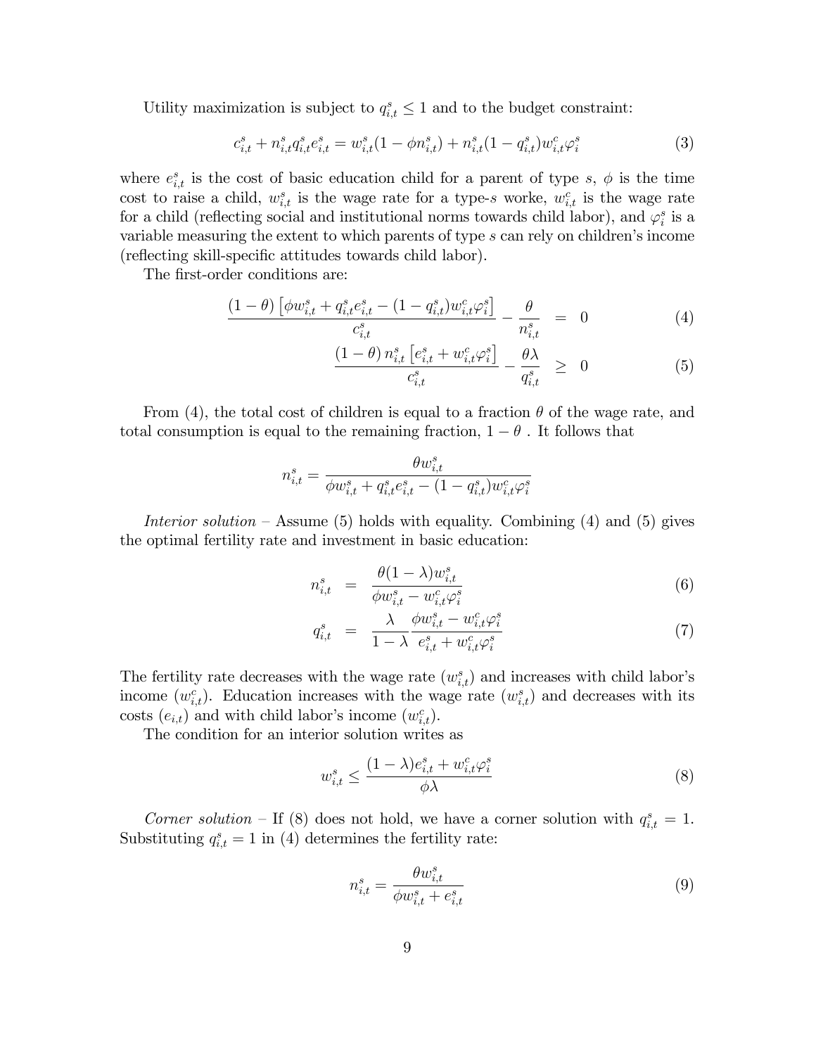Utility maximization is subject to $q^s_{i,t} \leq 1$ and to the budget constraint:

$$c^s_{i,t} + n^s_{i,t} q^s_{i,t} e^s_{i,t} = w^s_{i,t}(1 - \phi n^s_{i,t}) + n^s_{i,t}(1 - q^s_{i,t}) w^c_{i,t} \varphi^s_i \tag{3}$$

where $e^s_{i,t}$ is the cost of basic education child for a parent of type $s$, $\phi$ is the time cost to raise a child, $w^s_{i,t}$ is the wage rate for a type-$s$ worke, $w^c_{i,t}$ is the wage rate for a child (reflecting social and institutional norms towards child labor), and $\varphi^s_i$ is a variable measuring the extent to which parents of type $s$ can rely on children's income (reflecting skill-specific attitudes towards child labor).

The first-order conditions are:

$$\frac{(1-\theta)\left[\phi w^s_{i,t} + q^s_{i,t} e^s_{i,t} - (1 - q^s_{i,t}) w^c_{i,t} \varphi^s_i\right]}{c^s_{i,t}} - \frac{\theta}{n^s_{i,t}} = 0 \tag{4}$$

$$\frac{(1-\theta)\, n^s_{i,t} \left[e^s_{i,t} + w^c_{i,t} \varphi^s_i\right]}{c^s_{i,t}} - \frac{\theta \lambda}{q^s_{i,t}} \geq 0 \tag{5}$$

From (4), the total cost of children is equal to a fraction $\theta$ of the wage rate, and total consumption is equal to the remaining fraction, $1 - \theta$ . It follows that

$$n^s_{i,t} = \frac{\theta w^s_{i,t}}{\phi w^s_{i,t} + q^s_{i,t} e^s_{i,t} - (1 - q^s_{i,t}) w^c_{i,t} \varphi^s_i}$$

*Interior solution* – Assume (5) holds with equality. Combining (4) and (5) gives the optimal fertility rate and investment in basic education:

$$n^s_{i,t} = \frac{\theta(1-\lambda) w^s_{i,t}}{\phi w^s_{i,t} - w^c_{i,t} \varphi^s_i} \tag{6}$$

$$q^s_{i,t} = \frac{\lambda}{1-\lambda} \frac{\phi w^s_{i,t} - w^c_{i,t} \varphi^s_i}{e^s_{i,t} + w^c_{i,t} \varphi^s_i} \tag{7}$$

The fertility rate decreases with the wage rate ($w^s_{i,t}$) and increases with child labor's income ($w^c_{i,t}$). Education increases with the wage rate ($w^s_{i,t}$) and decreases with its costs ($e_{i,t}$) and with child labor's income ($w^c_{i,t}$).

The condition for an interior solution writes as

$$w^s_{i,t} \leq \frac{(1-\lambda) e^s_{i,t} + w^c_{i,t} \varphi^s_i}{\phi \lambda} \tag{8}$$

*Corner solution* – If (8) does not hold, we have a corner solution with $q^s_{i,t} = 1$. Substituting $q^s_{i,t} = 1$ in (4) determines the fertility rate:

$$n^s_{i,t} = \frac{\theta w^s_{i,t}}{\phi w^s_{i,t} + e^s_{i,t}} \tag{9}$$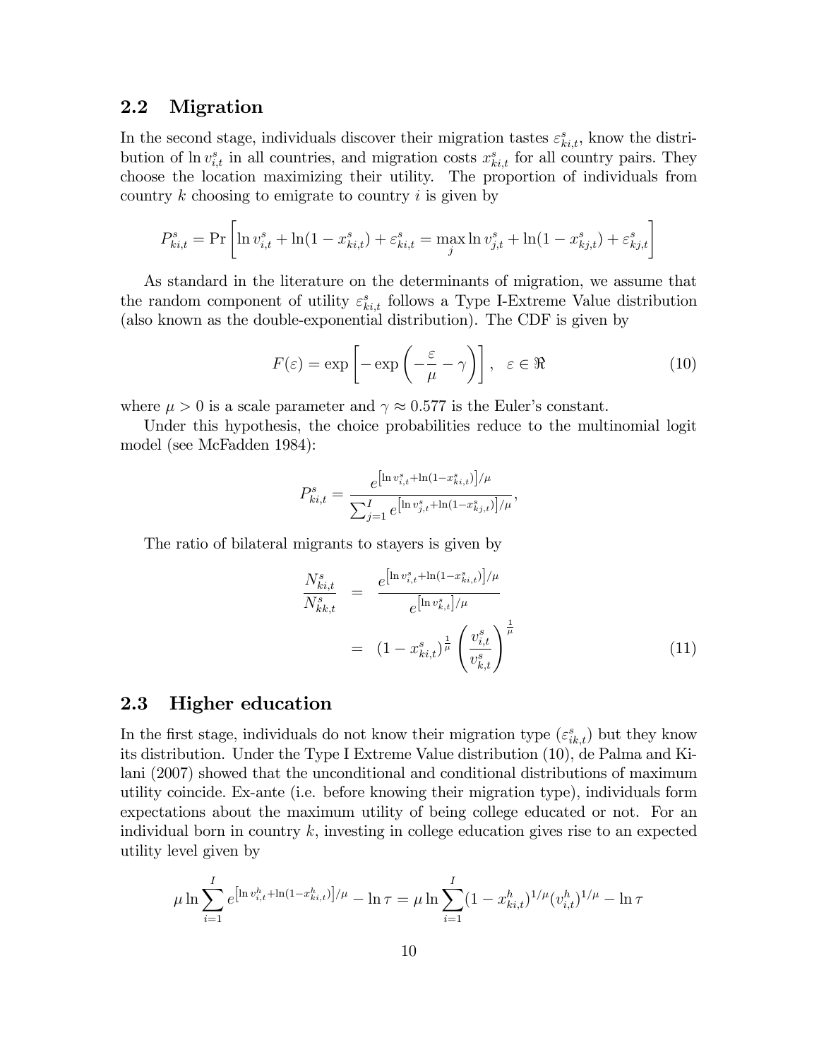## 2.2 Migration

In the second stage, individuals discover their migration tastes $\varepsilon^s_{ki,t}$, know the distribution of $\ln v^s_{i,t}$ in all countries, and migration costs $x^s_{ki,t}$ for all country pairs. They choose the location maximizing their utility. The proportion of individuals from country $k$ choosing to emigrate to country $i$ is given by

$$P^s_{ki,t} = \Pr\left[\ln v^s_{i,t} + \ln(1 - x^s_{ki,t}) + \varepsilon^s_{ki,t} = \max_j \ln v^s_{j,t} + \ln(1 - x^s_{kj,t}) + \varepsilon^s_{kj,t}\right]$$

As standard in the literature on the determinants of migration, we assume that the random component of utility $\varepsilon^s_{ki,t}$ follows a Type I-Extreme Value distribution (also known as the double-exponential distribution). The CDF is given by

$$F(\varepsilon) = \exp\left[-\exp\left(-\frac{\varepsilon}{\mu} - \gamma\right)\right], \quad \varepsilon \in \Re \tag{10}$$

where $\mu > 0$ is a scale parameter and $\gamma \approx 0.577$ is the Euler's constant.

Under this hypothesis, the choice probabilities reduce to the multinomial logit model (see McFadden 1984):

$$P^s_{ki,t} = \frac{e^{\left[\ln v^s_{i,t} + \ln(1 - x^s_{ki,t})\right]/\mu}}{\sum_{j=1}^{I} e^{\left[\ln v^s_{j,t} + \ln(1 - x^s_{kj,t})\right]/\mu}},$$

The ratio of bilateral migrants to stayers is given by

$$\begin{aligned}
\frac{N^s_{ki,t}}{N^s_{kk,t}} &= \frac{e^{\left[\ln v^s_{i,t} + \ln(1 - x^s_{ki,t})\right]/\mu}}{e^{\left[\ln v^s_{k,t}\right]/\mu}} \\
&= (1 - x^s_{ki,t})^{\frac{1}{\mu}} \left(\frac{v^s_{i,t}}{v^s_{k,t}}\right)^{\frac{1}{\mu}}
\end{aligned} \tag{11}$$

## 2.3 Higher education

In the first stage, individuals do not know their migration type ($\varepsilon^s_{ik,t}$) but they know its distribution. Under the Type I Extreme Value distribution (10), de Palma and Kilani (2007) showed that the unconditional and conditional distributions of maximum utility coincide. Ex-ante (i.e. before knowing their migration type), individuals form expectations about the maximum utility of being college educated or not. For an individual born in country $k$, investing in college education gives rise to an expected utility level given by

$$\mu \ln \sum_{i=1}^{I} e^{\left[\ln v^h_{i,t} + \ln(1 - x^h_{ki,t})\right]/\mu} - \ln \tau = \mu \ln \sum_{i=1}^{I} (1 - x^h_{ki,t})^{1/\mu} (v^h_{i,t})^{1/\mu} - \ln \tau$$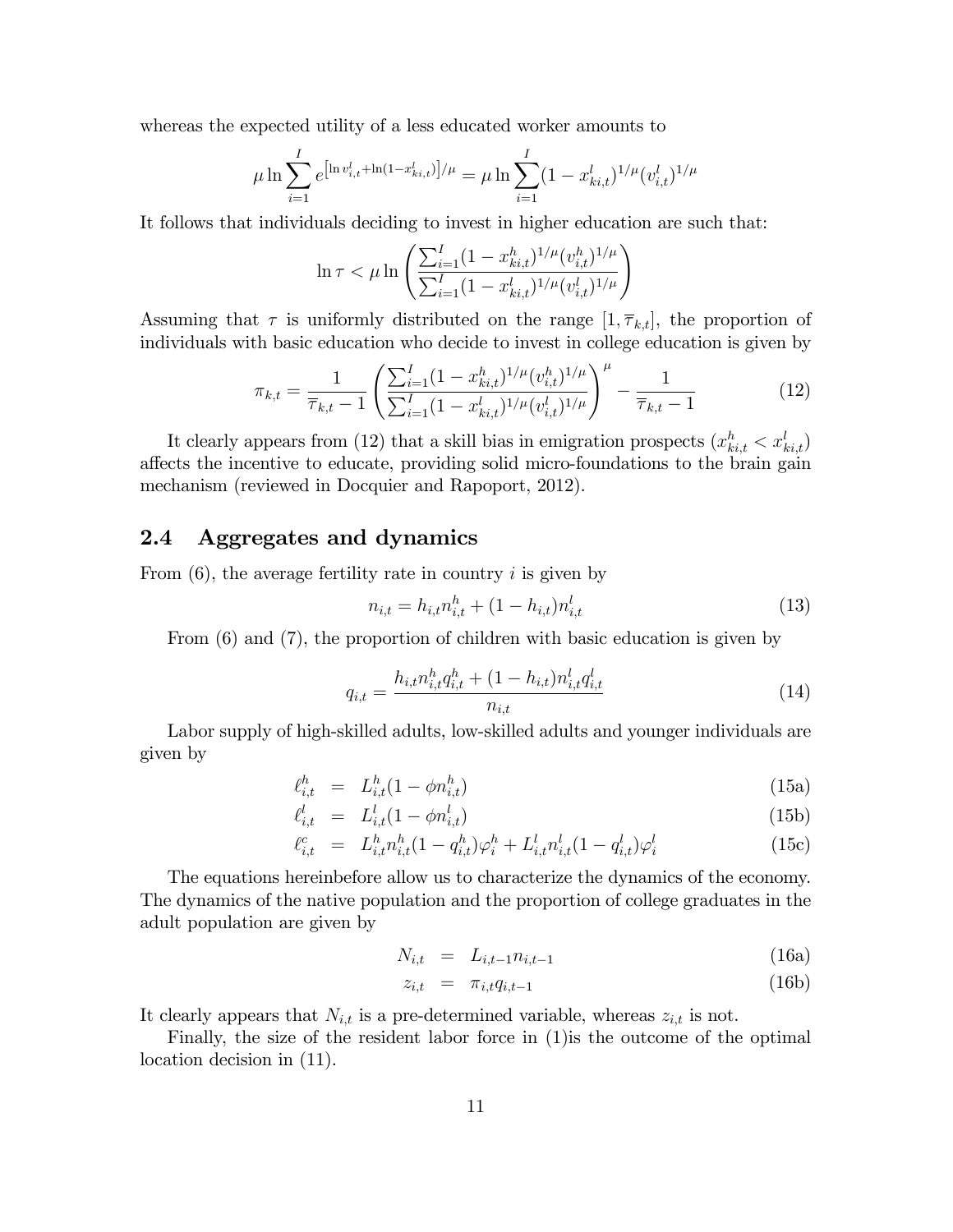whereas the expected utility of a less educated worker amounts to

$$\mu \ln \sum_{i=1}^{I} e^{\left[\ln v_{i,t}^l + \ln(1-x_{ki,t}^l)\right]/\mu} = \mu \ln \sum_{i=1}^{I} (1-x_{ki,t}^l)^{1/\mu} (v_{i,t}^l)^{1/\mu}$$

It follows that individuals deciding to invest in higher education are such that:

$$\ln \tau < \mu \ln \left( \frac{\sum_{i=1}^{I} (1-x_{ki,t}^h)^{1/\mu} (v_{i,t}^h)^{1/\mu}}{\sum_{i=1}^{I} (1-x_{ki,t}^l)^{1/\mu} (v_{i,t}^l)^{1/\mu}} \right)$$

Assuming that $\tau$ is uniformly distributed on the range $[1, \overline{\tau}_{k,t}]$, the proportion of individuals with basic education who decide to invest in college education is given by

$$\pi_{k,t} = \frac{1}{\overline{\tau}_{k,t} - 1} \left( \frac{\sum_{i=1}^{I} (1-x_{ki,t}^h)^{1/\mu} (v_{i,t}^h)^{1/\mu}}{\sum_{i=1}^{I} (1-x_{ki,t}^l)^{1/\mu} (v_{i,t}^l)^{1/\mu}} \right)^{\mu} - \frac{1}{\overline{\tau}_{k,t} - 1} \tag{12}$$

It clearly appears from (12) that a skill bias in emigration prospects ($x_{ki,t}^h < x_{ki,t}^l$) affects the incentive to educate, providing solid micro-foundations to the brain gain mechanism (reviewed in Docquier and Rapoport, 2012).

## 2.4 Aggregates and dynamics

From (6), the average fertility rate in country $i$ is given by

$$n_{i,t} = h_{i,t} n_{i,t}^h + (1-h_{i,t}) n_{i,t}^l \tag{13}$$

From (6) and (7), the proportion of children with basic education is given by

$$q_{i,t} = \frac{h_{i,t} n_{i,t}^h q_{i,t}^h + (1-h_{i,t}) n_{i,t}^l q_{i,t}^l}{n_{i,t}} \tag{14}$$

Labor supply of high-skilled adults, low-skilled adults and younger individuals are given by

$$\ell_{i,t}^h = L_{i,t}^h (1 - \phi n_{i,t}^h) \tag{15a}$$

$$\ell_{i,t}^l = L_{i,t}^l (1 - \phi n_{i,t}^l) \tag{15b}$$

$$\ell_{i,t}^c = L_{i,t}^h n_{i,t}^h (1 - q_{i,t}^h) \varphi_i^h + L_{i,t}^l n_{i,t}^l (1 - q_{i,t}^l) \varphi_i^l \tag{15c}$$

The equations hereinbefore allow us to characterize the dynamics of the economy. The dynamics of the native population and the proportion of college graduates in the adult population are given by

$$N_{i,t} = L_{i,t-1} n_{i,t-1} \tag{16a}$$

$$z_{i,t} = \pi_{i,t} q_{i,t-1} \tag{16b}$$

It clearly appears that $N_{i,t}$ is a pre-determined variable, whereas $z_{i,t}$ is not.

Finally, the size of the resident labor force in (1)is the outcome of the optimal location decision in (11).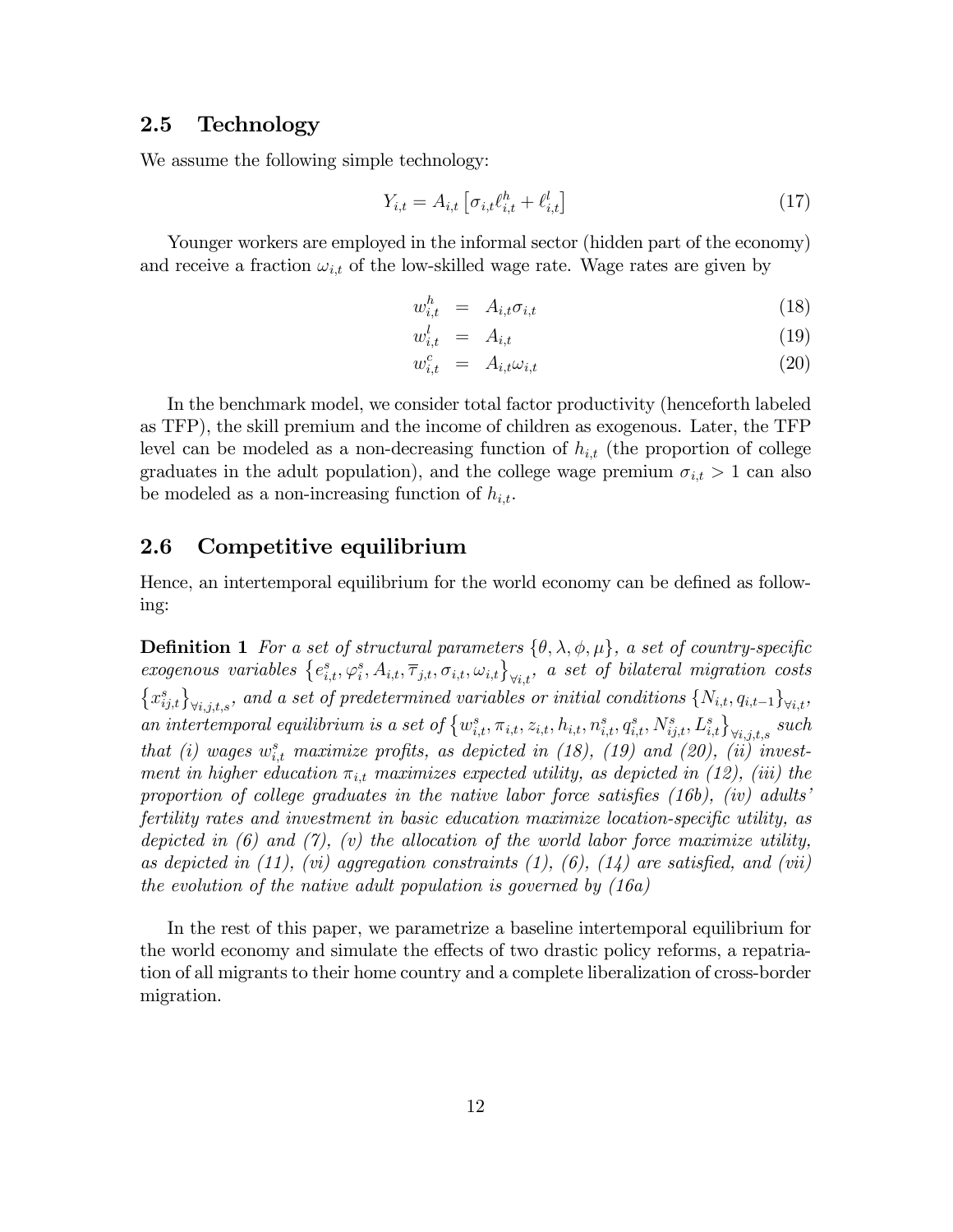## 2.5 Technology

We assume the following simple technology:

$$Y_{i,t} = A_{i,t} \left[ \sigma_{i,t} \ell^h_{i,t} + \ell^l_{i,t} \right] \tag{17}$$

Younger workers are employed in the informal sector (hidden part of the economy) and receive a fraction $\omega_{i,t}$ of the low-skilled wage rate. Wage rates are given by

$$w^h_{i,t} = A_{i,t} \sigma_{i,t} \tag{18}$$

$$w^l_{i,t} = A_{i,t} \tag{19}$$

$$w^c_{i,t} = A_{i,t} \omega_{i,t} \tag{20}$$

In the benchmark model, we consider total factor productivity (henceforth labeled as TFP), the skill premium and the income of children as exogenous. Later, the TFP level can be modeled as a non-decreasing function of $h_{i,t}$ (the proportion of college graduates in the adult population), and the college wage premium $\sigma_{i,t} > 1$ can also be modeled as a non-increasing function of $h_{i,t}$.

## 2.6 Competitive equilibrium

Hence, an intertemporal equilibrium for the world economy can be defined as following:

**Definition 1** *For a set of structural parameters $\{\theta, \lambda, \phi, \mu\}$, a set of country-specific exogenous variables $\left\{e^s_{i,t}, \varphi^s_i, A_{i,t}, \overline{\tau}_{j,t}, \sigma_{i,t}, \omega_{i,t}\right\}_{\forall i,t}$, a set of bilateral migration costs $\left\{x^s_{ij,t}\right\}_{\forall i,j,t,s}$, and a set of predetermined variables or initial conditions $\{N_{i,t}, q_{i,t-1}\}_{\forall i,t}$, an intertemporal equilibrium is a set of $\left\{w^s_{i,t}, \pi_{i,t}, z_{i,t}, h_{i,t}, n^s_{i,t}, q^s_{i,t}, N^s_{ij,t}, L^s_{i,t}\right\}_{\forall i,j,t,s}$ such that (i) wages $w^s_{i,t}$ maximize profits, as depicted in (18), (19) and (20), (ii) investment in higher education $\pi_{i,t}$ maximizes expected utility, as depicted in (12), (iii) the proportion of college graduates in the native labor force satisfies (16b), (iv) adults' fertility rates and investment in basic education maximize location-specific utility, as depicted in (6) and (7), (v) the allocation of the world labor force maximize utility, as depicted in (11), (vi) aggregation constraints (1), (6), (14) are satisfied, and (vii) the evolution of the native adult population is governed by (16a)*

In the rest of this paper, we parametrize a baseline intertemporal equilibrium for the world economy and simulate the effects of two drastic policy reforms, a repatriation of all migrants to their home country and a complete liberalization of cross-border migration.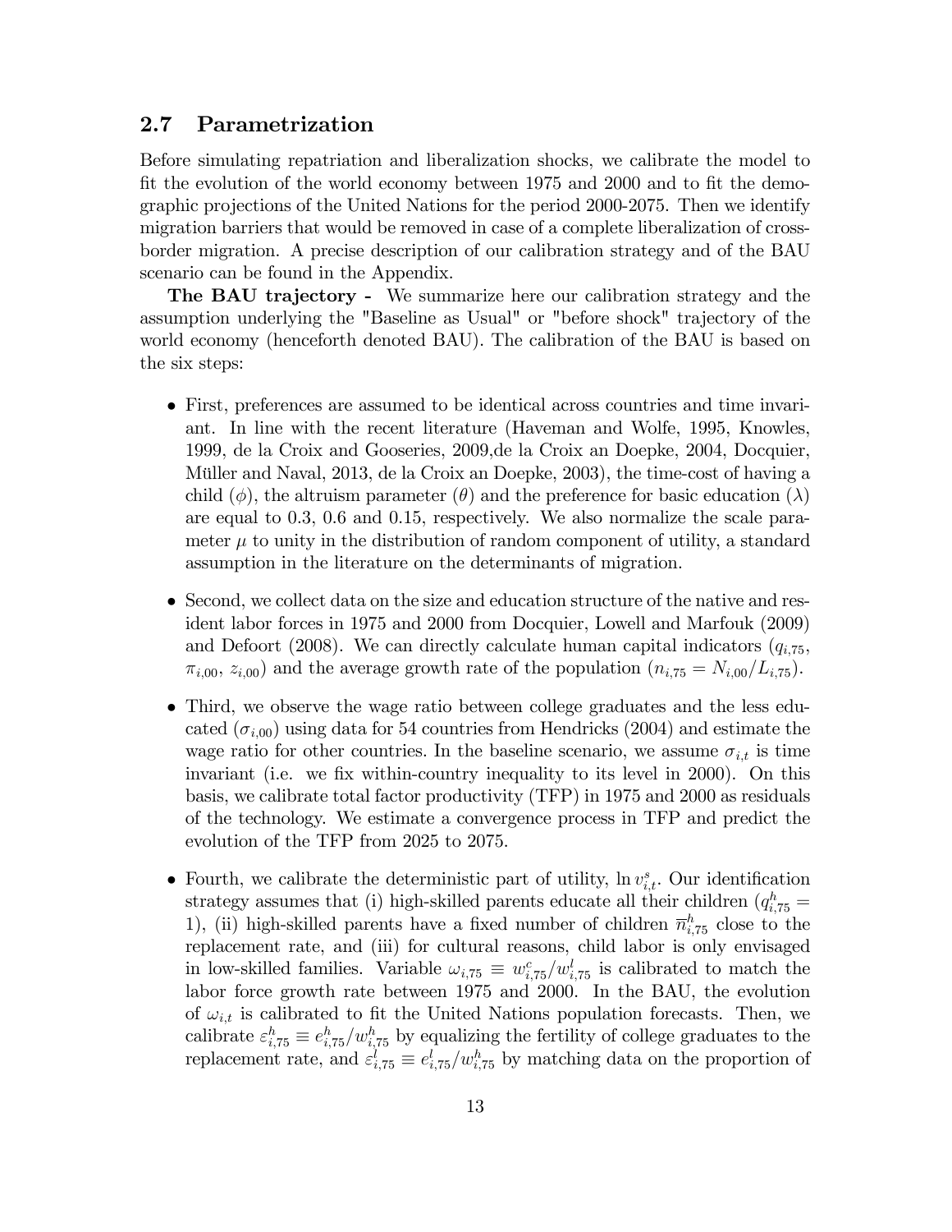## 2.7 Parametrization

Before simulating repatriation and liberalization shocks, we calibrate the model to fit the evolution of the world economy between 1975 and 2000 and to fit the demographic projections of the United Nations for the period 2000-2075. Then we identify migration barriers that would be removed in case of a complete liberalization of cross-border migration. A precise description of our calibration strategy and of the BAU scenario can be found in the Appendix.

**The BAU trajectory -** We summarize here our calibration strategy and the assumption underlying the "Baseline as Usual" or "before shock" trajectory of the world economy (henceforth denoted BAU). The calibration of the BAU is based on the six steps:

- First, preferences are assumed to be identical across countries and time invariant. In line with the recent literature (Haveman and Wolfe, 1995, Knowles, 1999, de la Croix and Gooseries, 2009,de la Croix an Doepke, 2004, Docquier, Müller and Naval, 2013, de la Croix an Doepke, 2003), the time-cost of having a child ($\phi$), the altruism parameter ($\theta$) and the preference for basic education ($\lambda$) are equal to 0.3, 0.6 and 0.15, respectively. We also normalize the scale parameter $\mu$ to unity in the distribution of random component of utility, a standard assumption in the literature on the determinants of migration.
- Second, we collect data on the size and education structure of the native and resident labor forces in 1975 and 2000 from Docquier, Lowell and Marfouk (2009) and Defoort (2008). We can directly calculate human capital indicators ($q_{i,75}$, $\pi_{i,00}$, $z_{i,00}$) and the average growth rate of the population ($n_{i,75} = N_{i,00}/L_{i,75}$).
- Third, we observe the wage ratio between college graduates and the less educated ($\sigma_{i,00}$) using data for 54 countries from Hendricks (2004) and estimate the wage ratio for other countries. In the baseline scenario, we assume $\sigma_{i,t}$ is time invariant (i.e. we fix within-country inequality to its level in 2000). On this basis, we calibrate total factor productivity (TFP) in 1975 and 2000 as residuals of the technology. We estimate a convergence process in TFP and predict the evolution of the TFP from 2025 to 2075.
- Fourth, we calibrate the deterministic part of utility, $\ln v^s_{i,t}$. Our identification strategy assumes that (i) high-skilled parents educate all their children ($q^h_{i,75} = 1$), (ii) high-skilled parents have a fixed number of children $\overline{n}^h_{i,75}$ close to the replacement rate, and (iii) for cultural reasons, child labor is only envisaged in low-skilled families. Variable $\omega_{i,75} \equiv w^c_{i,75}/w^l_{i,75}$ is calibrated to match the labor force growth rate between 1975 and 2000. In the BAU, the evolution of $\omega_{i,t}$ is calibrated to fit the United Nations population forecasts. Then, we calibrate $\varepsilon^h_{i,75} \equiv e^h_{i,75}/w^h_{i,75}$ by equalizing the fertility of college graduates to the replacement rate, and $\varepsilon^l_{i,75} \equiv e^l_{i,75}/w^h_{i,75}$ by matching data on the proportion of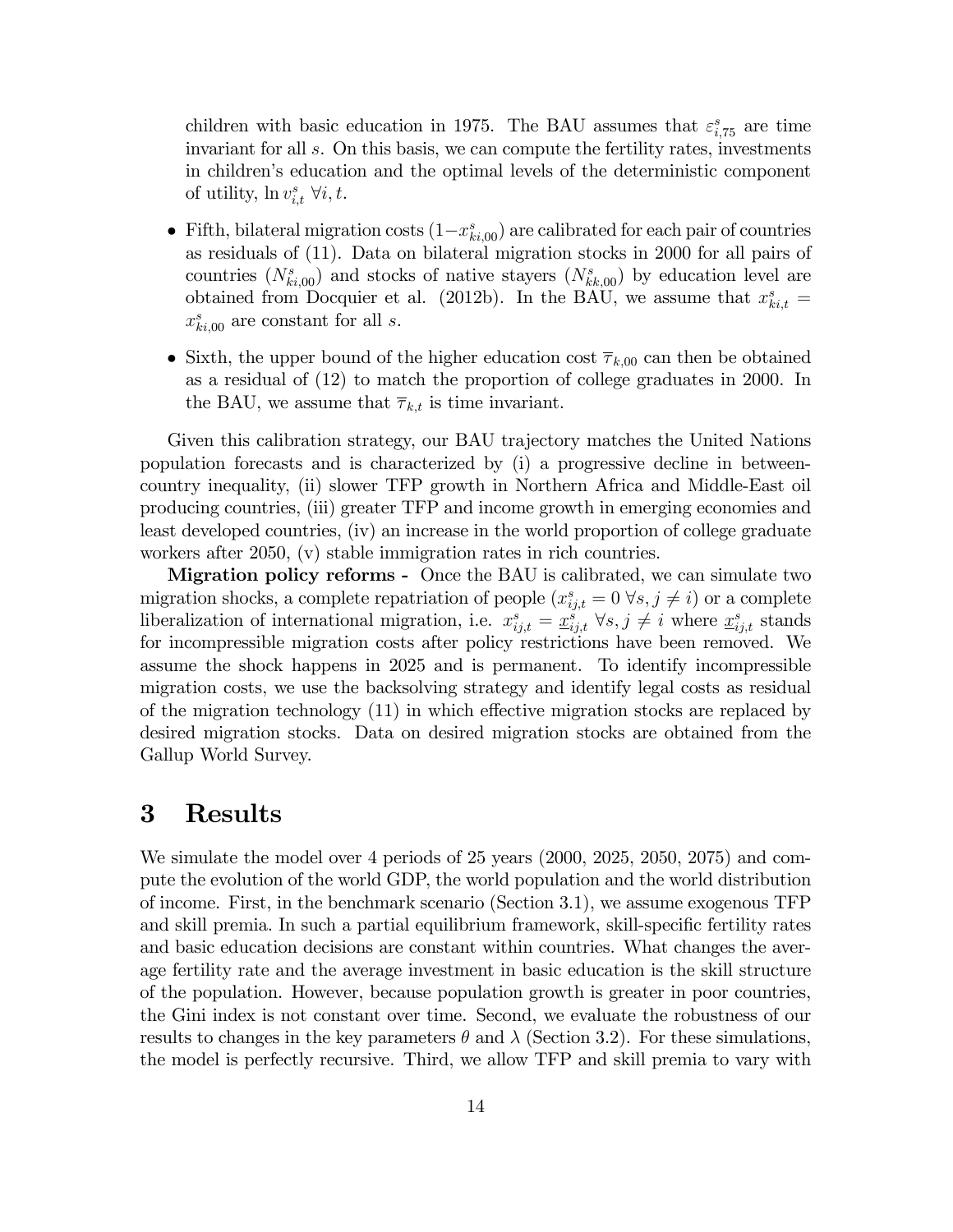children with basic education in 1975. The BAU assumes that $\varepsilon^s_{i,75}$ are time invariant for all $s$. On this basis, we can compute the fertility rates, investments in children's education and the optimal levels of the deterministic component of utility, $\ln v^s_{i,t}$ $\forall i, t$.

- Fifth, bilateral migration costs $(1-x^s_{ki,00})$ are calibrated for each pair of countries as residuals of (11). Data on bilateral migration stocks in 2000 for all pairs of countries $(N^s_{ki,00})$ and stocks of native stayers $(N^s_{kk,00})$ by education level are obtained from Docquier et al. (2012b). In the BAU, we assume that $x^s_{ki,t} = x^s_{ki,00}$ are constant for all $s$.

- Sixth, the upper bound of the higher education cost $\overline{\tau}_{k,00}$ can then be obtained as a residual of (12) to match the proportion of college graduates in 2000. In the BAU, we assume that $\overline{\tau}_{k,t}$ is time invariant.

Given this calibration strategy, our BAU trajectory matches the United Nations population forecasts and is characterized by (i) a progressive decline in between-country inequality, (ii) slower TFP growth in Northern Africa and Middle-East oil producing countries, (iii) greater TFP and income growth in emerging economies and least developed countries, (iv) an increase in the world proportion of college graduate workers after 2050, (v) stable immigration rates in rich countries.

**Migration policy reforms -** Once the BAU is calibrated, we can simulate two migration shocks, a complete repatriation of people ($x^s_{ij,t} = 0$ $\forall s, j \neq i$) or a complete liberalization of international migration, i.e. $x^s_{ij,t} = \underline{x}^s_{ij,t}$ $\forall s, j \neq i$ where $\underline{x}^s_{ij,t}$ stands for incompressible migration costs after policy restrictions have been removed. We assume the shock happens in 2025 and is permanent. To identify incompressible migration costs, we use the backsolving strategy and identify legal costs as residual of the migration technology (11) in which effective migration stocks are replaced by desired migration stocks. Data on desired migration stocks are obtained from the Gallup World Survey.

# 3 Results

We simulate the model over 4 periods of 25 years (2000, 2025, 2050, 2075) and compute the evolution of the world GDP, the world population and the world distribution of income. First, in the benchmark scenario (Section 3.1), we assume exogenous TFP and skill premia. In such a partial equilibrium framework, skill-specific fertility rates and basic education decisions are constant within countries. What changes the average fertility rate and the average investment in basic education is the skill structure of the population. However, because population growth is greater in poor countries, the Gini index is not constant over time. Second, we evaluate the robustness of our results to changes in the key parameters $\theta$ and $\lambda$ (Section 3.2). For these simulations, the model is perfectly recursive. Third, we allow TFP and skill premia to vary with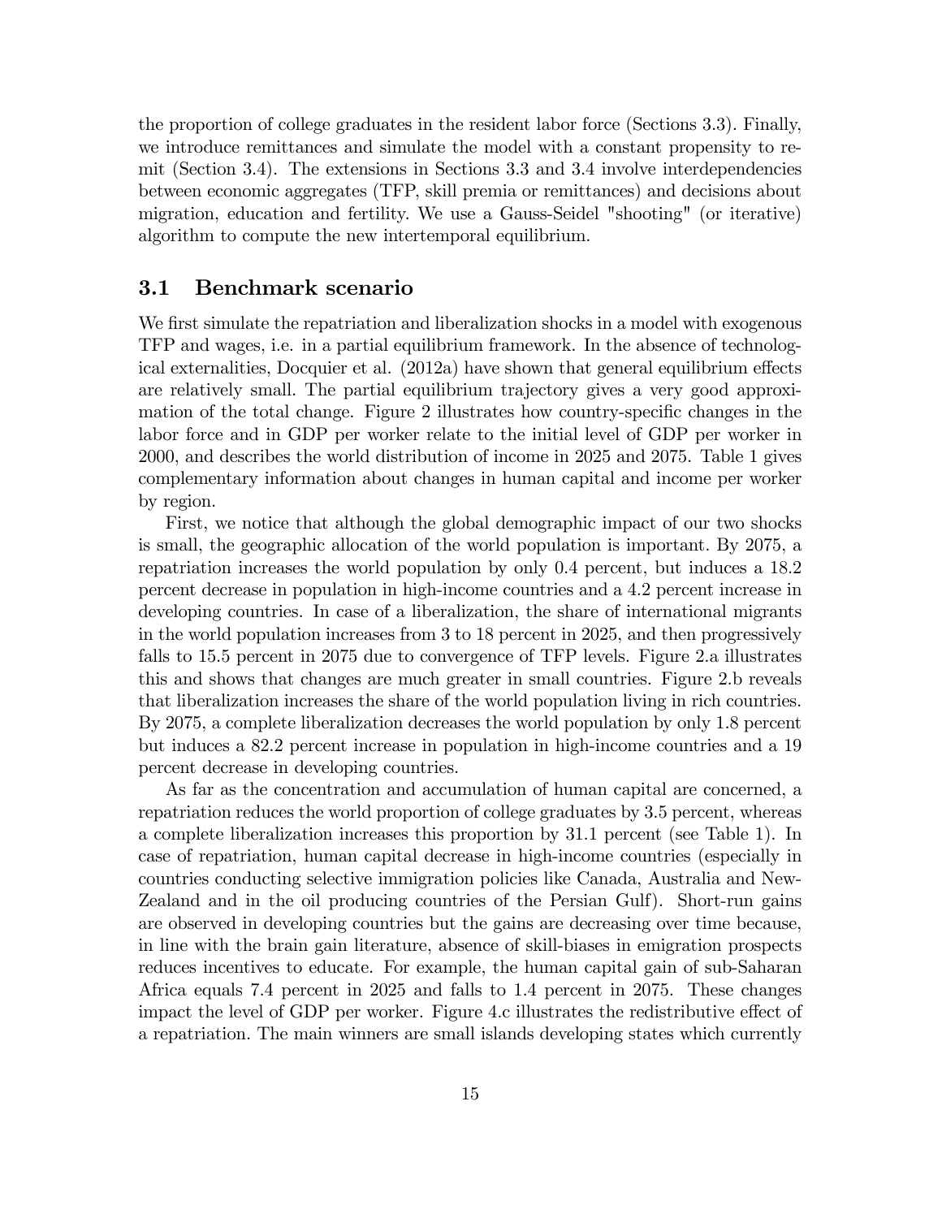the proportion of college graduates in the resident labor force (Sections 3.3). Finally, we introduce remittances and simulate the model with a constant propensity to remit (Section 3.4). The extensions in Sections 3.3 and 3.4 involve interdependencies between economic aggregates (TFP, skill premia or remittances) and decisions about migration, education and fertility. We use a Gauss-Seidel "shooting" (or iterative) algorithm to compute the new intertemporal equilibrium.

### 3.1 Benchmark scenario

We first simulate the repatriation and liberalization shocks in a model with exogenous TFP and wages, i.e. in a partial equilibrium framework. In the absence of technological externalities, Docquier et al. (2012a) have shown that general equilibrium effects are relatively small. The partial equilibrium trajectory gives a very good approximation of the total change. Figure 2 illustrates how country-specific changes in the labor force and in GDP per worker relate to the initial level of GDP per worker in 2000, and describes the world distribution of income in 2025 and 2075. Table 1 gives complementary information about changes in human capital and income per worker by region.

First, we notice that although the global demographic impact of our two shocks is small, the geographic allocation of the world population is important. By 2075, a repatriation increases the world population by only 0.4 percent, but induces a 18.2 percent decrease in population in high-income countries and a 4.2 percent increase in developing countries. In case of a liberalization, the share of international migrants in the world population increases from 3 to 18 percent in 2025, and then progressively falls to 15.5 percent in 2075 due to convergence of TFP levels. Figure 2.a illustrates this and shows that changes are much greater in small countries. Figure 2.b reveals that liberalization increases the share of the world population living in rich countries. By 2075, a complete liberalization decreases the world population by only 1.8 percent but induces a 82.2 percent increase in population in high-income countries and a 19 percent decrease in developing countries.

As far as the concentration and accumulation of human capital are concerned, a repatriation reduces the world proportion of college graduates by 3.5 percent, whereas a complete liberalization increases this proportion by 31.1 percent (see Table 1). In case of repatriation, human capital decrease in high-income countries (especially in countries conducting selective immigration policies like Canada, Australia and New-Zealand and in the oil producing countries of the Persian Gulf). Short-run gains are observed in developing countries but the gains are decreasing over time because, in line with the brain gain literature, absence of skill-biases in emigration prospects reduces incentives to educate. For example, the human capital gain of sub-Saharan Africa equals 7.4 percent in 2025 and falls to 1.4 percent in 2075. These changes impact the level of GDP per worker. Figure 4.c illustrates the redistributive effect of a repatriation. The main winners are small islands developing states which currently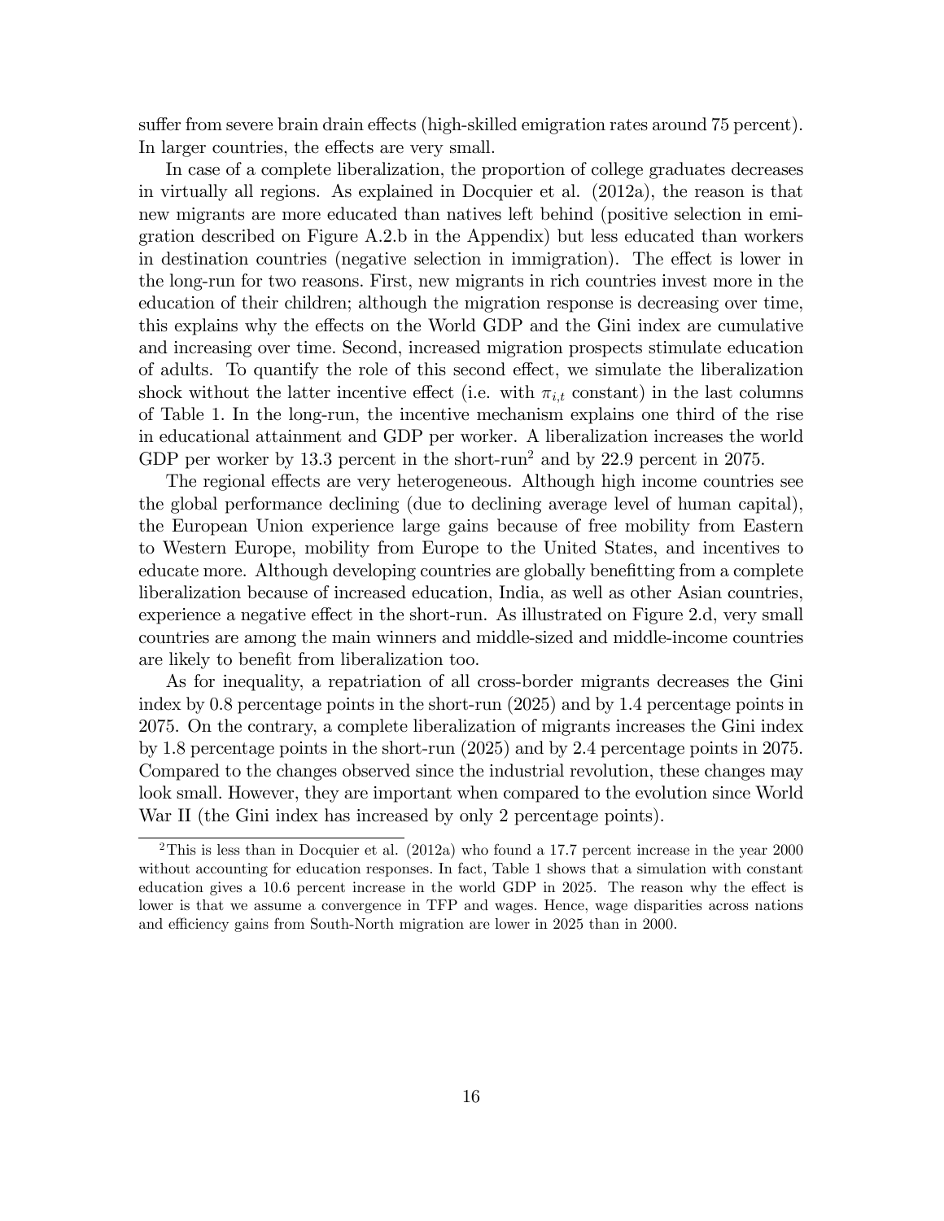suffer from severe brain drain effects (high-skilled emigration rates around 75 percent). In larger countries, the effects are very small.

In case of a complete liberalization, the proportion of college graduates decreases in virtually all regions. As explained in Docquier et al. (2012a), the reason is that new migrants are more educated than natives left behind (positive selection in emigration described on Figure A.2.b in the Appendix) but less educated than workers in destination countries (negative selection in immigration). The effect is lower in the long-run for two reasons. First, new migrants in rich countries invest more in the education of their children; although the migration response is decreasing over time, this explains why the effects on the World GDP and the Gini index are cumulative and increasing over time. Second, increased migration prospects stimulate education of adults. To quantify the role of this second effect, we simulate the liberalization shock without the latter incentive effect (i.e. with $\pi_{i,t}$ constant) in the last columns of Table 1. In the long-run, the incentive mechanism explains one third of the rise in educational attainment and GDP per worker. A liberalization increases the world GDP per worker by 13.3 percent in the short-run[2] and by 22.9 percent in 2075.

The regional effects are very heterogeneous. Although high income countries see the global performance declining (due to declining average level of human capital), the European Union experience large gains because of free mobility from Eastern to Western Europe, mobility from Europe to the United States, and incentives to educate more. Although developing countries are globally benefitting from a complete liberalization because of increased education, India, as well as other Asian countries, experience a negative effect in the short-run. As illustrated on Figure 2.d, very small countries are among the main winners and middle-sized and middle-income countries are likely to benefit from liberalization too.

As for inequality, a repatriation of all cross-border migrants decreases the Gini index by 0.8 percentage points in the short-run (2025) and by 1.4 percentage points in 2075. On the contrary, a complete liberalization of migrants increases the Gini index by 1.8 percentage points in the short-run (2025) and by 2.4 percentage points in 2075. Compared to the changes observed since the industrial revolution, these changes may look small. However, they are important when compared to the evolution since World War II (the Gini index has increased by only 2 percentage points).

[2] This is less than in Docquier et al. (2012a) who found a 17.7 percent increase in the year 2000 without accounting for education responses. In fact, Table 1 shows that a simulation with constant education gives a 10.6 percent increase in the world GDP in 2025. The reason why the effect is lower is that we assume a convergence in TFP and wages. Hence, wage disparities across nations and efficiency gains from South-North migration are lower in 2025 than in 2000.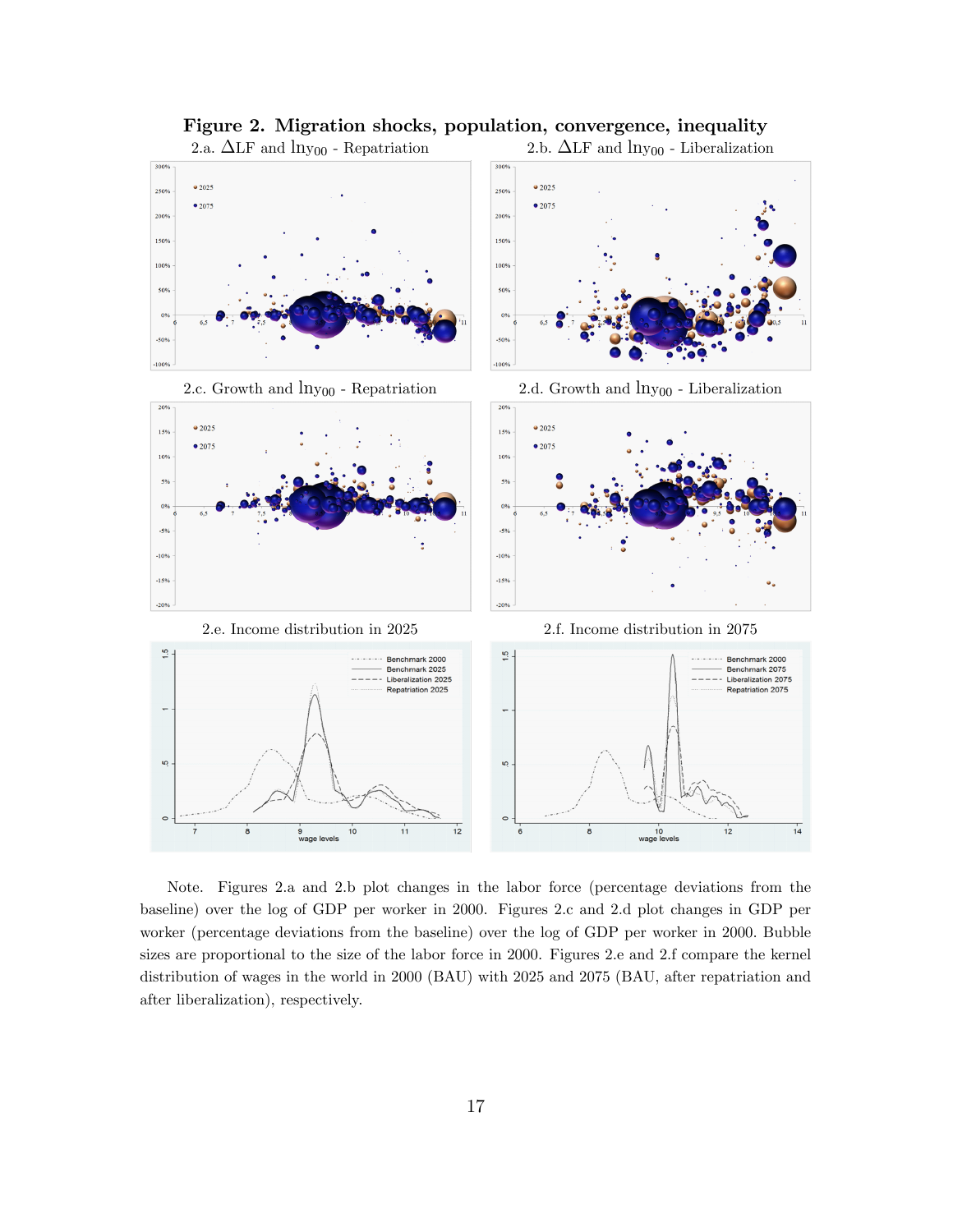**Figure 2. Migration shocks, population, convergence, inequality**

2.a. ΔLF and $\ln y_{00}$ - Repatriation

2.b. ΔLF and $\ln y_{00}$ - Liberalization

2.c. Growth and $\ln y_{00}$ - Repatriation

2.d. Growth and $\ln y_{00}$ - Liberalization

2.e. Income distribution in 2025

2.f. Income distribution in 2075

Note. Figures 2.a and 2.b plot changes in the labor force (percentage deviations from the baseline) over the log of GDP per worker in 2000. Figures 2.c and 2.d plot changes in GDP per worker (percentage deviations from the baseline) over the log of GDP per worker in 2000. Bubble sizes are proportional to the size of the labor force in 2000. Figures 2.e and 2.f compare the kernel distribution of wages in the world in 2000 (BAU) with 2025 and 2075 (BAU, after repatriation and after liberalization), respectively.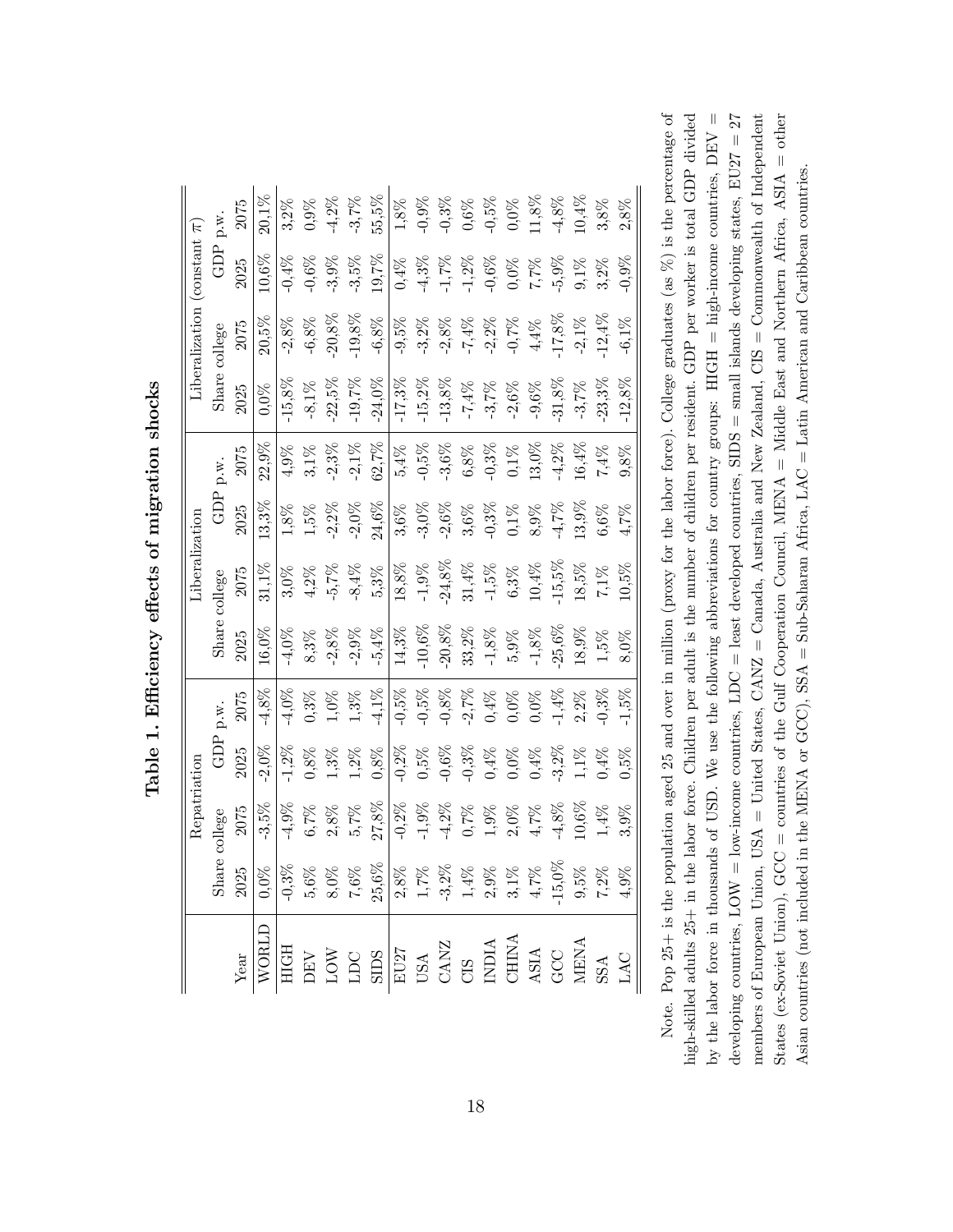**Table 1. Efficiency effects of migration shocks**

| | Repatriation | | | | Liberalization | | | | Liberalization (constant $\pi$) | | | |
|---|---|---|---|---|---|---|---|---|---|---|---|---|
| | Share college | | GDP p.w. | | Share college | | GDP p.w. | | Share college | | GDP p.w. | |
| Year | 2025 | 2075 | 2025 | 2075 | 2025 | 2075 | 2025 | 2075 | 2025 | 2075 | 2025 | 2075 |
| WORLD | 0,0% | -3,5% | -2,0% | -4,8% | 16,0% | 31,1% | 13,3% | 22,9% | 0,0% | 20,5% | 10,6% | 20,1% |
| HIGH | -0,3% | -4,9% | -1,2% | -4,0% | -4,0% | 3,0% | 1,8% | 4,9% | -15,8% | -2,8% | -0,4% | 3,2% |
| DEV | 5,6% | 6,7% | 0,8% | 0,3% | 8,3% | 4,2% | 1,5% | 3,1% | -8,1% | -6,8% | -0,6% | 0,9% |
| LOW | 8,0% | 2,8% | 1,3% | 1,0% | -2,8% | -5,7% | -2,2% | -2,3% | -22,5% | -20,8% | -3,9% | -4,2% |
| LDC | 7,6% | 5,7% | 1,2% | 1,3% | -2,9% | -8,4% | -2,0% | -2,1% | -19,7% | -19,8% | -3,5% | -3,7% |
| SIDS | 25,6% | 27,8% | 0,8% | -4,1% | -5,4% | 5,3% | 24,6% | 62,7% | -24,0% | -6,8% | 19,7% | 55,5% |
| EU27 | 2,8% | -0,2% | -0,2% | -0,5% | 14,3% | 18,8% | 3,6% | 5,4% | -17,3% | -9,5% | 0,4% | 1,8% |
| USA | 1,7% | -1,9% | 0,5% | -0,5% | -10,6% | -1,9% | -3,0% | -0,5% | -15,2% | -3,2% | -4,3% | -0,9% |
| CANZ | -3,2% | -4,2% | -0,6% | -0,8% | -20,8% | -24,8% | -2,6% | -3,6% | -13,8% | -2,8% | -1,7% | -0,3% |
| CIS | 1,4% | 0,7% | -0,3% | -2,7% | 33,2% | 31,4% | 3,6% | 6,8% | -7,4% | -7,4% | -1,2% | 0,6% |
| INDIA | 2,9% | 1,9% | 0,4% | 0,4% | -1,8% | -1,5% | -0,3% | -0,3% | -3,7% | -2,2% | -0,6% | -0,5% |
| CHINA | 3,1% | 2,0% | 0,0% | 0,0% | 5,9% | 6,3% | 0,1% | 0,1% | -2,6% | -0,7% | 0,0% | 0,0% |
| ASIA | 4,7% | 4,7% | 0,4% | 0,0% | -1,8% | 10,4% | 8,9% | 13,0% | -9,6% | 4,4% | 7,7% | 11,8% |
| GCC | -15,0% | -4,8% | -3,2% | -1,4% | -25,6% | -15,5% | -4,7% | -4,2% | -31,8% | -17,8% | -5,9% | -4,8% |
| MENA | 9,5% | 10,6% | 1,1% | 2,2% | 18,9% | 18,5% | 13,9% | 16,4% | -3,7% | -2,1% | 9,1% | 10,4% |
| SSA | 7,2% | 1,4% | 0,4% | -0,3% | 1,5% | 7,1% | 6,6% | 7,4% | -23,3% | -12,4% | 3,2% | 3,8% |
| LAC | 4,9% | 3,9% | 0,5% | -1,5% | 8,0% | 10,5% | 4,7% | 9,8% | -12,8% | -6,1% | -0,9% | 2,8% |

Note. Pop 25+ is the population aged 25 and over in million (proxy for the labor force). College graduates (as %) is the percentage of high-skilled adults 25+ in the labor force. Children per adult is the number of children per resident. GDP per worker is total GDP divided by the labor force in thousands of USD. We use the following abbreviations for country groups: HIGH = high-income countries, DEV = developing countries, LOW = low-income countries, LDC = least developed countries, SIDS = small islands developing states, EU27 = 27 members of European Union, USA = United States, CANZ = Canada, Australia and New Zealand, CIS = Commonwealth of Independent States (ex-Soviet Union), GCC = countries of the Gulf Cooperation Council, MENA = Middle East and Northern Africa, ASIA = other Asian countries (not included in the MENA or GCC), SSA = Sub-Saharan Africa, LAC = Latin American and Caribbean countries.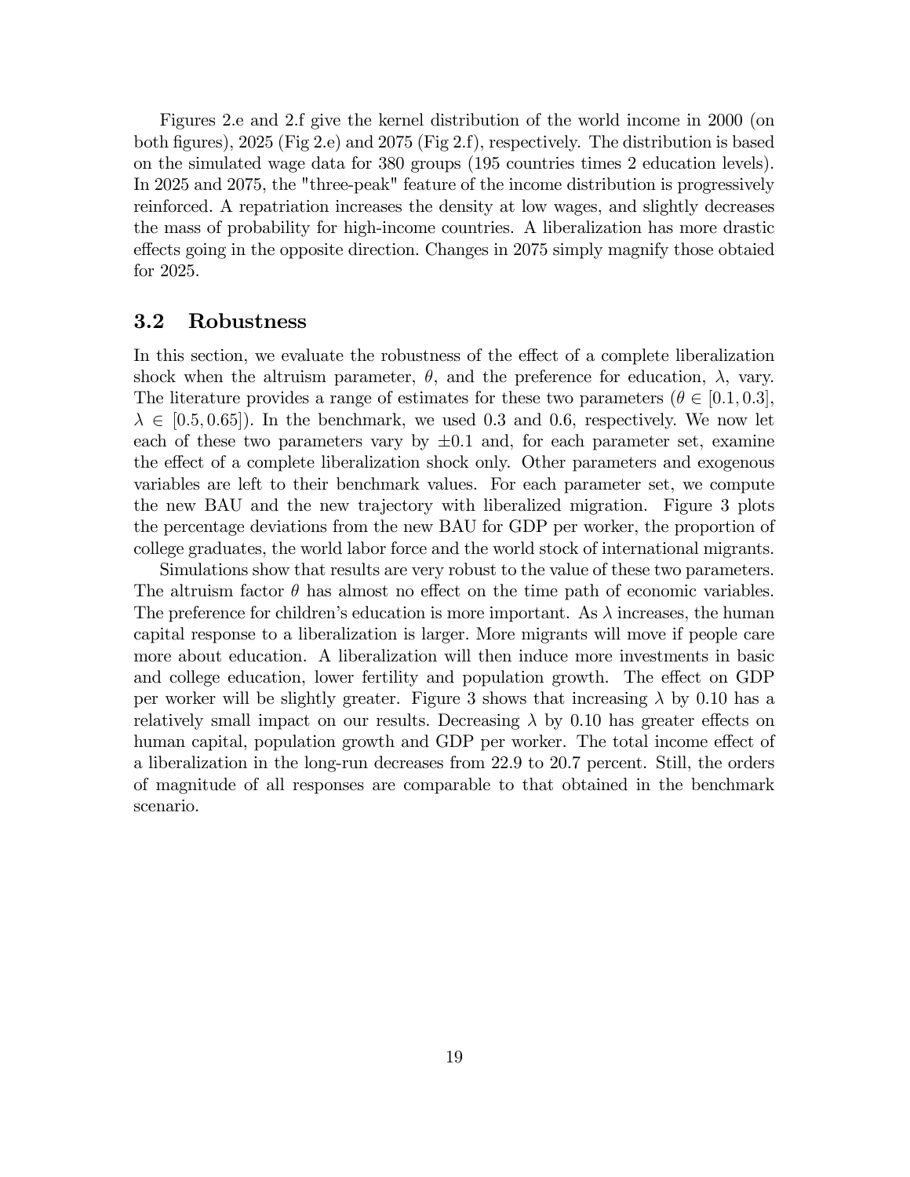Figures 2.e and 2.f give the kernel distribution of the world income in 2000 (on both figures), 2025 (Fig 2.e) and 2075 (Fig 2.f), respectively. The distribution is based on the simulated wage data for 380 groups (195 countries times 2 education levels). In 2025 and 2075, the "three-peak" feature of the income distribution is progressively reinforced. A repatriation increases the density at low wages, and slightly decreases the mass of probability for high-income countries. A liberalization has more drastic effects going in the opposite direction. Changes in 2075 simply magnify those obtaied for 2025.

### 3.2 Robustness

In this section, we evaluate the robustness of the effect of a complete liberalization shock when the altruism parameter, $\theta$, and the preference for education, $\lambda$, vary. The literature provides a range of estimates for these two parameters ($\theta \in [0.1, 0.3]$, $\lambda \in [0.5, 0.65]$). In the benchmark, we used 0.3 and 0.6, respectively. We now let each of these two parameters vary by $\pm 0.1$ and, for each parameter set, examine the effect of a complete liberalization shock only. Other parameters and exogenous variables are left to their benchmark values. For each parameter set, we compute the new BAU and the new trajectory with liberalized migration. Figure 3 plots the percentage deviations from the new BAU for GDP per worker, the proportion of college graduates, the world labor force and the world stock of international migrants.

Simulations show that results are very robust to the value of these two parameters. The altruism factor $\theta$ has almost no effect on the time path of economic variables. The preference for children's education is more important. As $\lambda$ increases, the human capital response to a liberalization is larger. More migrants will move if people care more about education. A liberalization will then induce more investments in basic and college education, lower fertility and population growth. The effect on GDP per worker will be slightly greater. Figure 3 shows that increasing $\lambda$ by 0.10 has a relatively small impact on our results. Decreasing $\lambda$ by 0.10 has greater effects on human capital, population growth and GDP per worker. The total income effect of a liberalization in the long-run decreases from 22.9 to 20.7 percent. Still, the orders of magnitude of all responses are comparable to that obtained in the benchmark scenario.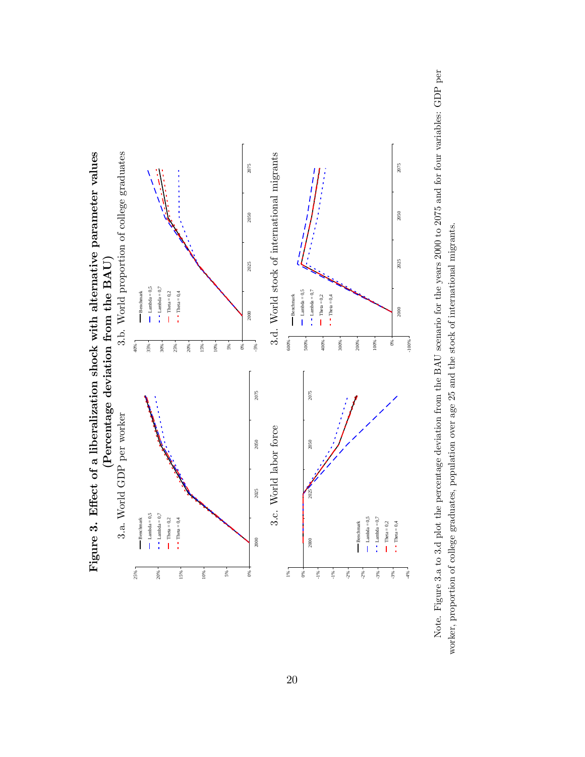**Figure 3. Effect of a liberalization shock with alternative parameter values (Percentage deviation from the BAU)**

3.a. World GDP per worker

3.b. World proportion of college graduates

3.c. World labor force

3.d. World stock of international migrants

Note. Figure 3.a to 3.d plot the percentage deviation from the BAU scenario for the years 2000 to 2075 and for four variables: GDP per worker, proportion of college graduates, population over age 25 and the stock of international migrants.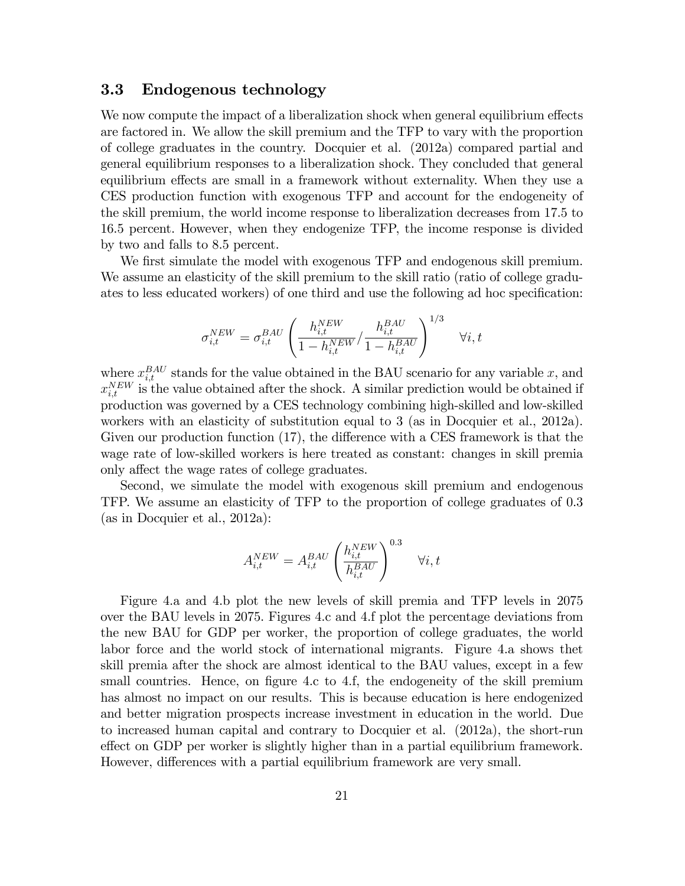### 3.3 Endogenous technology

We now compute the impact of a liberalization shock when general equilibrium effects are factored in. We allow the skill premium and the TFP to vary with the proportion of college graduates in the country. Docquier et al. (2012a) compared partial and general equilibrium responses to a liberalization shock. They concluded that general equilibrium effects are small in a framework without externality. When they use a CES production function with exogenous TFP and account for the endogeneity of the skill premium, the world income response to liberalization decreases from 17.5 to 16.5 percent. However, when they endogenize TFP, the income response is divided by two and falls to 8.5 percent.

We first simulate the model with exogenous TFP and endogenous skill premium. We assume an elasticity of the skill premium to the skill ratio (ratio of college graduates to less educated workers) of one third and use the following ad hoc specification:

$$\sigma_{i,t}^{NEW} = \sigma_{i,t}^{BAU} \left( \frac{h_{i,t}^{NEW}}{1 - h_{i,t}^{NEW}} / \frac{h_{i,t}^{BAU}}{1 - h_{i,t}^{BAU}} \right)^{1/3} \quad \forall i, t$$

where $x_{i,t}^{BAU}$ stands for the value obtained in the BAU scenario for any variable $x$, and $x_{i,t}^{NEW}$ is the value obtained after the shock. A similar prediction would be obtained if production was governed by a CES technology combining high-skilled and low-skilled workers with an elasticity of substitution equal to 3 (as in Docquier et al., 2012a). Given our production function (17), the difference with a CES framework is that the wage rate of low-skilled workers is here treated as constant: changes in skill premia only affect the wage rates of college graduates.

Second, we simulate the model with exogenous skill premium and endogenous TFP. We assume an elasticity of TFP to the proportion of college graduates of 0.3 (as in Docquier et al., 2012a):

$$A_{i,t}^{NEW} = A_{i,t}^{BAU} \left( \frac{h_{i,t}^{NEW}}{h_{i,t}^{BAU}} \right)^{0.3} \quad \forall i, t$$

Figure 4.a and 4.b plot the new levels of skill premia and TFP levels in 2075 over the BAU levels in 2075. Figures 4.c and 4.f plot the percentage deviations from the new BAU for GDP per worker, the proportion of college graduates, the world labor force and the world stock of international migrants. Figure 4.a shows thet skill premia after the shock are almost identical to the BAU values, except in a few small countries. Hence, on figure 4.c to 4.f, the endogeneity of the skill premium has almost no impact on our results. This is because education is here endogenized and better migration prospects increase investment in education in the world. Due to increased human capital and contrary to Docquier et al. (2012a), the short-run effect on GDP per worker is slightly higher than in a partial equilibrium framework. However, differences with a partial equilibrium framework are very small.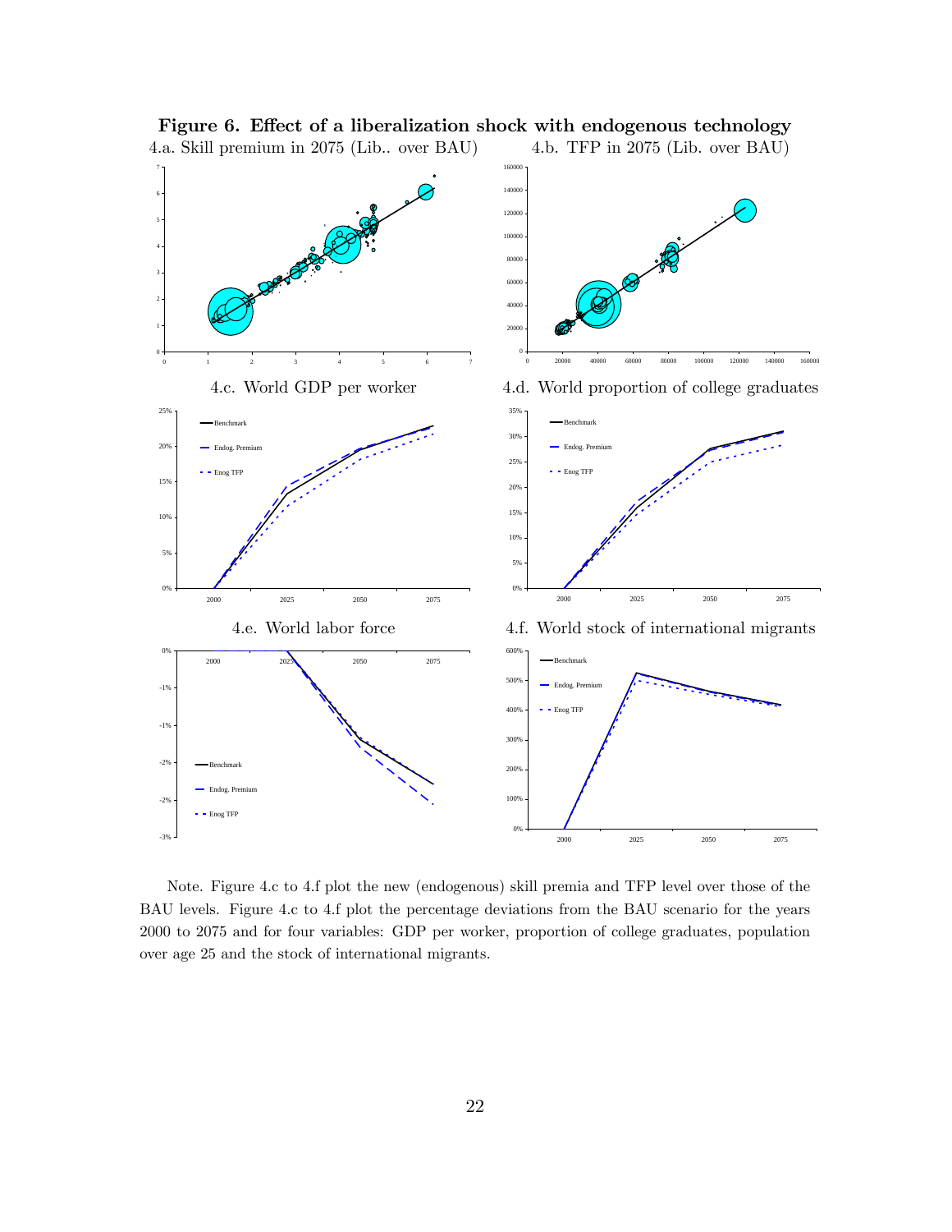**Figure 6. Effect of a liberalization shock with endogenous technology**

4.a. Skill premium in 2075 (Lib.. over BAU)

4.b. TFP in 2075 (Lib. over BAU)

4.c. World GDP per worker

4.d. World proportion of college graduates

4.e. World labor force

4.f. World stock of international migrants

Note. Figure 4.c to 4.f plot the new (endogenous) skill premia and TFP level over those of the BAU levels. Figure 4.c to 4.f plot the percentage deviations from the BAU scenario for the years 2000 to 2075 and for four variables: GDP per worker, proportion of college graduates, population over age 25 and the stock of international migrants.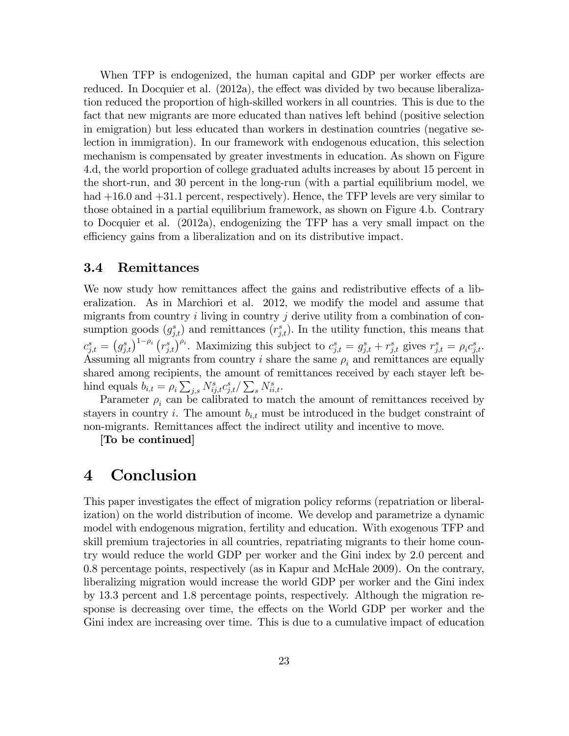When TFP is endogenized, the human capital and GDP per worker effects are reduced. In Docquier et al. (2012a), the effect was divided by two because liberalization reduced the proportion of high-skilled workers in all countries. This is due to the fact that new migrants are more educated than natives left behind (positive selection in emigration) but less educated than workers in destination countries (negative selection in immigration). In our framework with endogenous education, this selection mechanism is compensated by greater investments in education. As shown on Figure 4.d, the world proportion of college graduated adults increases by about 15 percent in the short-run, and 30 percent in the long-run (with a partial equilibrium model, we had +16.0 and +31.1 percent, respectively). Hence, the TFP levels are very similar to those obtained in a partial equilibrium framework, as shown on Figure 4.b. Contrary to Docquier et al. (2012a), endogenizing the TFP has a very small impact on the efficiency gains from a liberalization and on its distributive impact.

### 3.4 Remittances

We now study how remittances affect the gains and redistributive effects of a liberalization. As in Marchiori et al. 2012, we modify the model and assume that migrants from country $i$ living in country $j$ derive utility from a combination of consumption goods ($g^s_{j,t}$) and remittances ($r^s_{j,t}$). In the utility function, this means that $c^s_{j,t} = \left(g^s_{j,t}\right)^{1-\rho_i} \left(r^s_{j,t}\right)^{\rho_i}$. Maximizing this subject to $c^s_{j,t} = g^s_{j,t} + r^s_{j,t}$ gives $r^s_{j,t} = \rho_i c^s_{j,t}$. Assuming all migrants from country $i$ share the same $\rho_i$ and remittances are equally shared among recipients, the amount of remittances received by each stayer left behind equals $b_{i,t} = \rho_i \sum_{j,s} N^s_{ij,t} c^s_{j,t} / \sum_s N^s_{ii,t}$.

Parameter $\rho_i$ can be calibrated to match the amount of remittances received by stayers in country $i$. The amount $b_{i,t}$ must be introduced in the budget constraint of non-migrants. Remittances affect the indirect utility and incentive to move.

**[To be continued]**

## 4 Conclusion

This paper investigates the effect of migration policy reforms (repatriation or liberalization) on the world distribution of income. We develop and parametrize a dynamic model with endogenous migration, fertility and education. With exogenous TFP and skill premium trajectories in all countries, repatriating migrants to their home country would reduce the world GDP per worker and the Gini index by 2.0 percent and 0.8 percentage points, respectively (as in Kapur and McHale 2009). On the contrary, liberalizing migration would increase the world GDP per worker and the Gini index by 13.3 percent and 1.8 percentage points, respectively. Although the migration response is decreasing over time, the effects on the World GDP per worker and the Gini index are increasing over time. This is due to a cumulative impact of education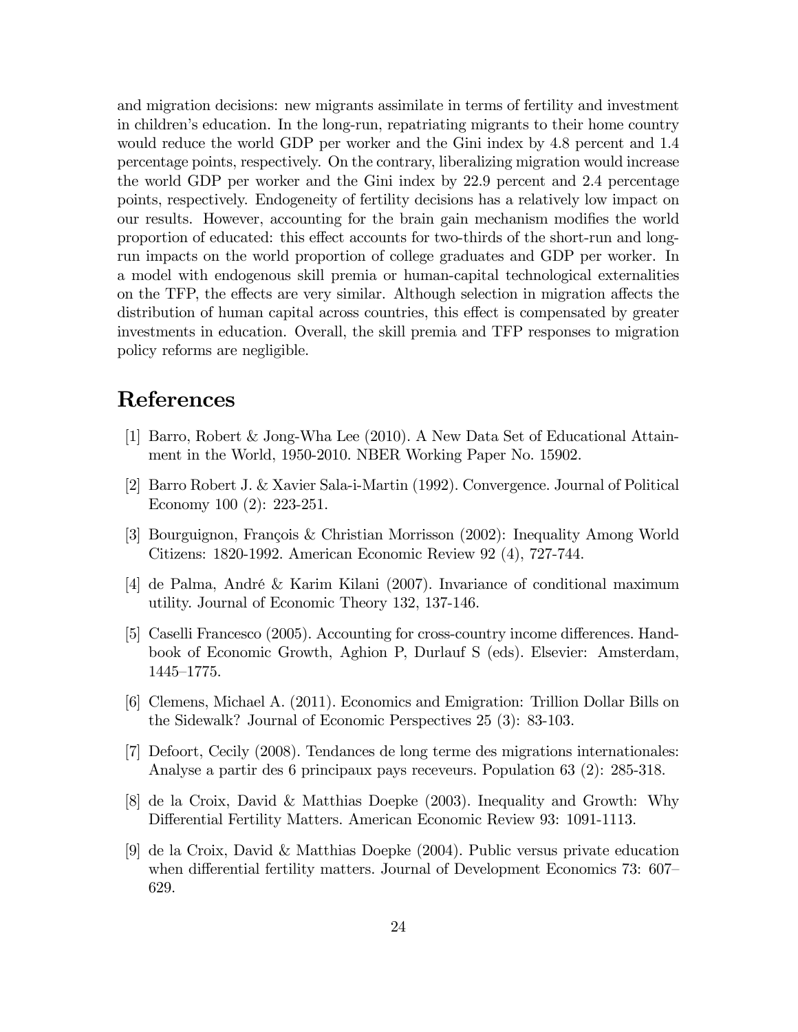and migration decisions: new migrants assimilate in terms of fertility and investment in children's education. In the long-run, repatriating migrants to their home country would reduce the world GDP per worker and the Gini index by 4.8 percent and 1.4 percentage points, respectively. On the contrary, liberalizing migration would increase the world GDP per worker and the Gini index by 22.9 percent and 2.4 percentage points, respectively. Endogeneity of fertility decisions has a relatively low impact on our results. However, accounting for the brain gain mechanism modifies the world proportion of educated: this effect accounts for two-thirds of the short-run and long-run impacts on the world proportion of college graduates and GDP per worker. In a model with endogenous skill premia or human-capital technological externalities on the TFP, the effects are very similar. Although selection in migration affects the distribution of human capital across countries, this effect is compensated by greater investments in education. Overall, the skill premia and TFP responses to migration policy reforms are negligible.

# References

[1] Barro, Robert & Jong-Wha Lee (2010). A New Data Set of Educational Attainment in the World, 1950-2010. NBER Working Paper No. 15902.

[2] Barro Robert J. & Xavier Sala-i-Martin (1992). Convergence. Journal of Political Economy 100 (2): 223-251.

[3] Bourguignon, François & Christian Morrisson (2002): Inequality Among World Citizens: 1820-1992. American Economic Review 92 (4), 727-744.

[4] de Palma, André & Karim Kilani (2007). Invariance of conditional maximum utility. Journal of Economic Theory 132, 137-146.

[5] Caselli Francesco (2005). Accounting for cross-country income differences. Handbook of Economic Growth, Aghion P, Durlauf S (eds). Elsevier: Amsterdam, 1445–1775.

[6] Clemens, Michael A. (2011). Economics and Emigration: Trillion Dollar Bills on the Sidewalk? Journal of Economic Perspectives 25 (3): 83-103.

[7] Defoort, Cecily (2008). Tendances de long terme des migrations internationales: Analyse a partir des 6 principaux pays receveurs. Population 63 (2): 285-318.

[8] de la Croix, David & Matthias Doepke (2003). Inequality and Growth: Why Differential Fertility Matters. American Economic Review 93: 1091-1113.

[9] de la Croix, David & Matthias Doepke (2004). Public versus private education when differential fertility matters. Journal of Development Economics 73: 607–629.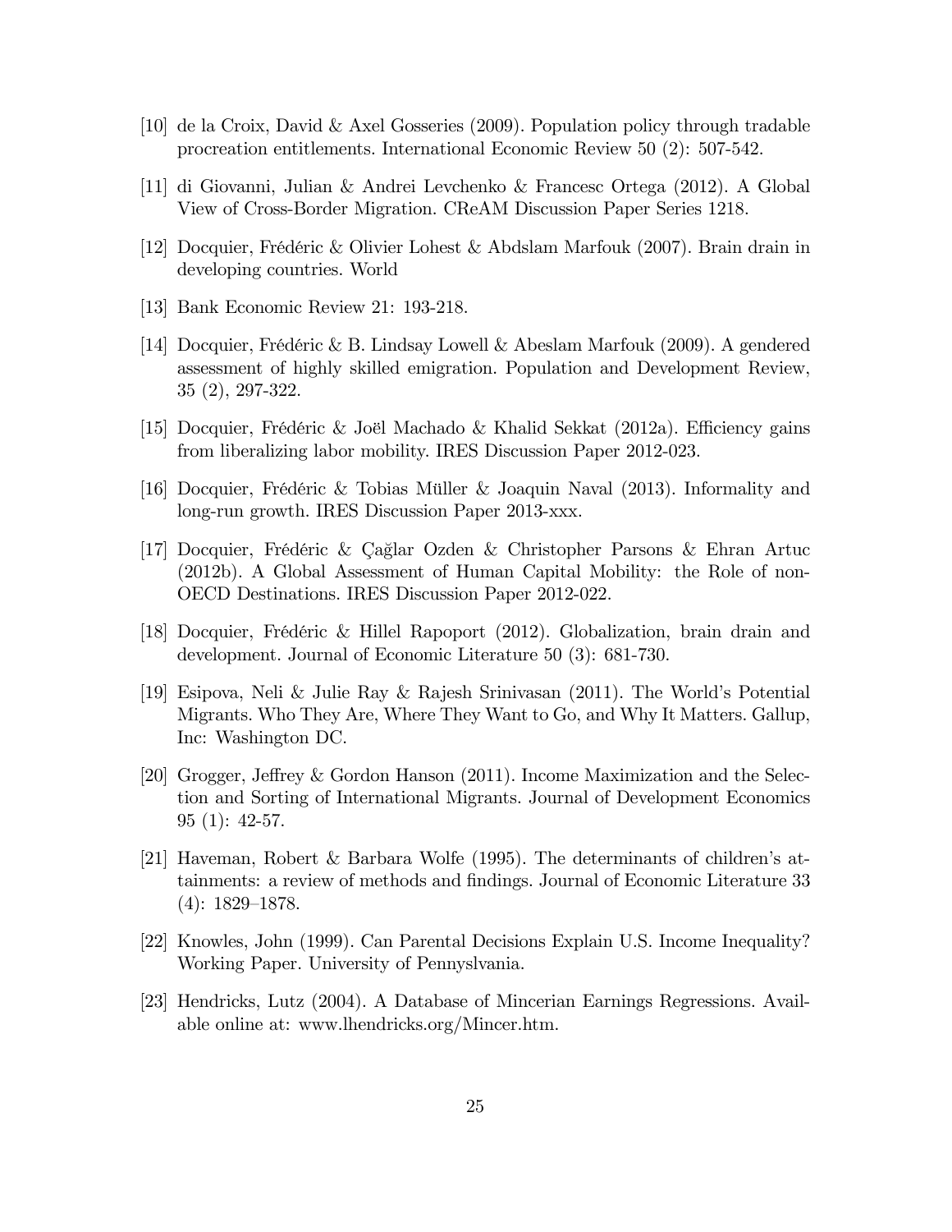[10] de la Croix, David & Axel Gosseries (2009). Population policy through tradable procreation entitlements. International Economic Review 50 (2): 507-542.

[11] di Giovanni, Julian & Andrei Levchenko & Francesc Ortega (2012). A Global View of Cross-Border Migration. CReAM Discussion Paper Series 1218.

[12] Docquier, Frédéric & Olivier Lohest & Abdslam Marfouk (2007). Brain drain in developing countries. World

[13] Bank Economic Review 21: 193-218.

[14] Docquier, Frédéric & B. Lindsay Lowell & Abeslam Marfouk (2009). A gendered assessment of highly skilled emigration. Population and Development Review, 35 (2), 297-322.

[15] Docquier, Frédéric & Joël Machado & Khalid Sekkat (2012a). Efficiency gains from liberalizing labor mobility. IRES Discussion Paper 2012-023.

[16] Docquier, Frédéric & Tobias Müller & Joaquin Naval (2013). Informality and long-run growth. IRES Discussion Paper 2013-xxx.

[17] Docquier, Frédéric & Çağlar Ozden & Christopher Parsons & Ehran Artuc (2012b). A Global Assessment of Human Capital Mobility: the Role of non-OECD Destinations. IRES Discussion Paper 2012-022.

[18] Docquier, Frédéric & Hillel Rapoport (2012). Globalization, brain drain and development. Journal of Economic Literature 50 (3): 681-730.

[19] Esipova, Neli & Julie Ray & Rajesh Srinivasan (2011). The World's Potential Migrants. Who They Are, Where They Want to Go, and Why It Matters. Gallup, Inc: Washington DC.

[20] Grogger, Jeffrey & Gordon Hanson (2011). Income Maximization and the Selection and Sorting of International Migrants. Journal of Development Economics 95 (1): 42-57.

[21] Haveman, Robert & Barbara Wolfe (1995). The determinants of children's attainments: a review of methods and findings. Journal of Economic Literature 33 (4): 1829–1878.

[22] Knowles, John (1999). Can Parental Decisions Explain U.S. Income Inequality? Working Paper. University of Pennyslvania.

[23] Hendricks, Lutz (2004). A Database of Mincerian Earnings Regressions. Available online at: www.lhendricks.org/Mincer.htm.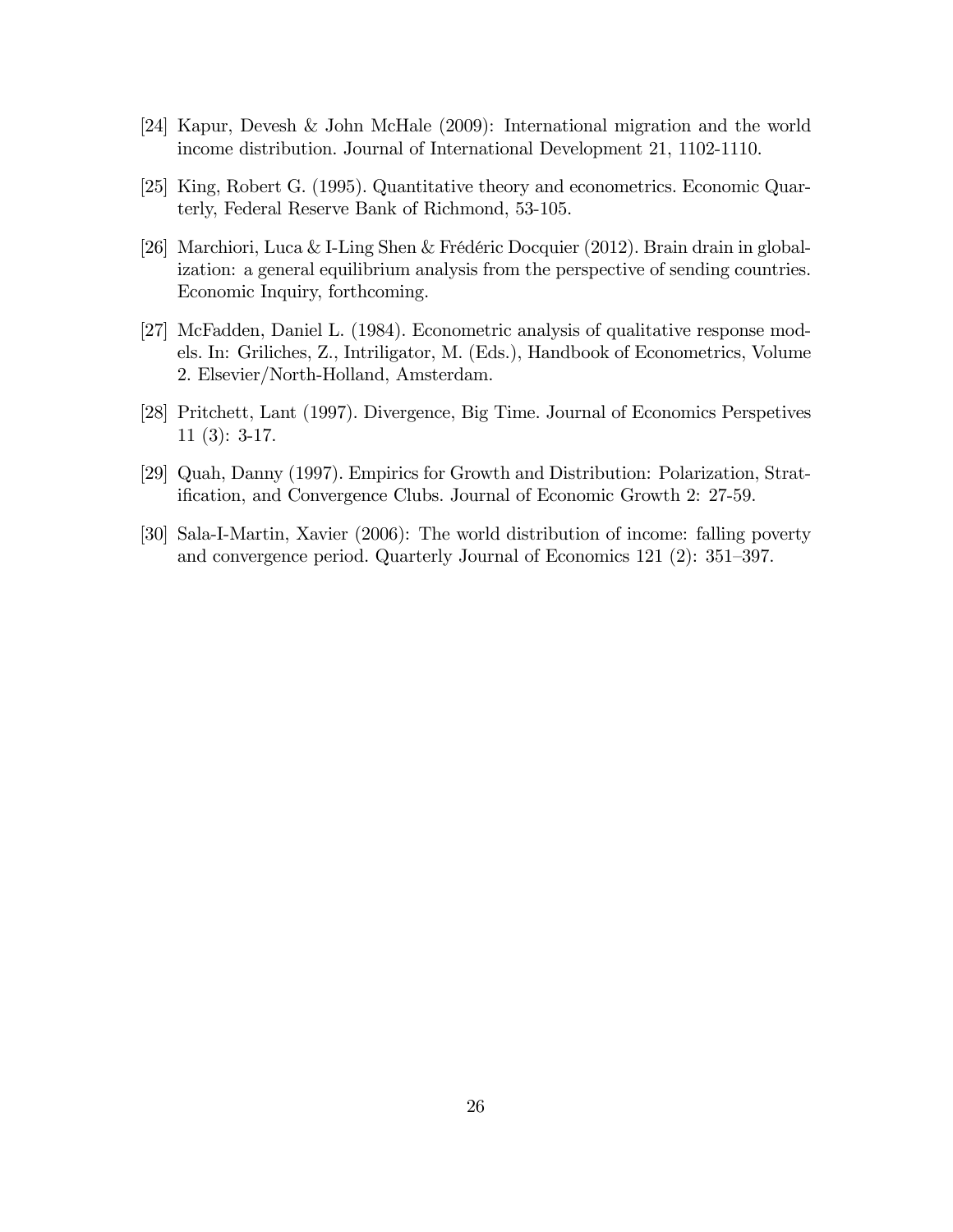[24] Kapur, Devesh & John McHale (2009): International migration and the world income distribution. Journal of International Development 21, 1102-1110.

[25] King, Robert G. (1995). Quantitative theory and econometrics. Economic Quarterly, Federal Reserve Bank of Richmond, 53-105.

[26] Marchiori, Luca & I-Ling Shen & Frédéric Docquier (2012). Brain drain in globalization: a general equilibrium analysis from the perspective of sending countries. Economic Inquiry, forthcoming.

[27] McFadden, Daniel L. (1984). Econometric analysis of qualitative response models. In: Griliches, Z., Intriligator, M. (Eds.), Handbook of Econometrics, Volume 2. Elsevier/North-Holland, Amsterdam.

[28] Pritchett, Lant (1997). Divergence, Big Time. Journal of Economics Perspetives 11 (3): 3-17.

[29] Quah, Danny (1997). Empirics for Growth and Distribution: Polarization, Stratification, and Convergence Clubs. Journal of Economic Growth 2: 27-59.

[30] Sala-I-Martin, Xavier (2006): The world distribution of income: falling poverty and convergence period. Quarterly Journal of Economics 121 (2): 351–397.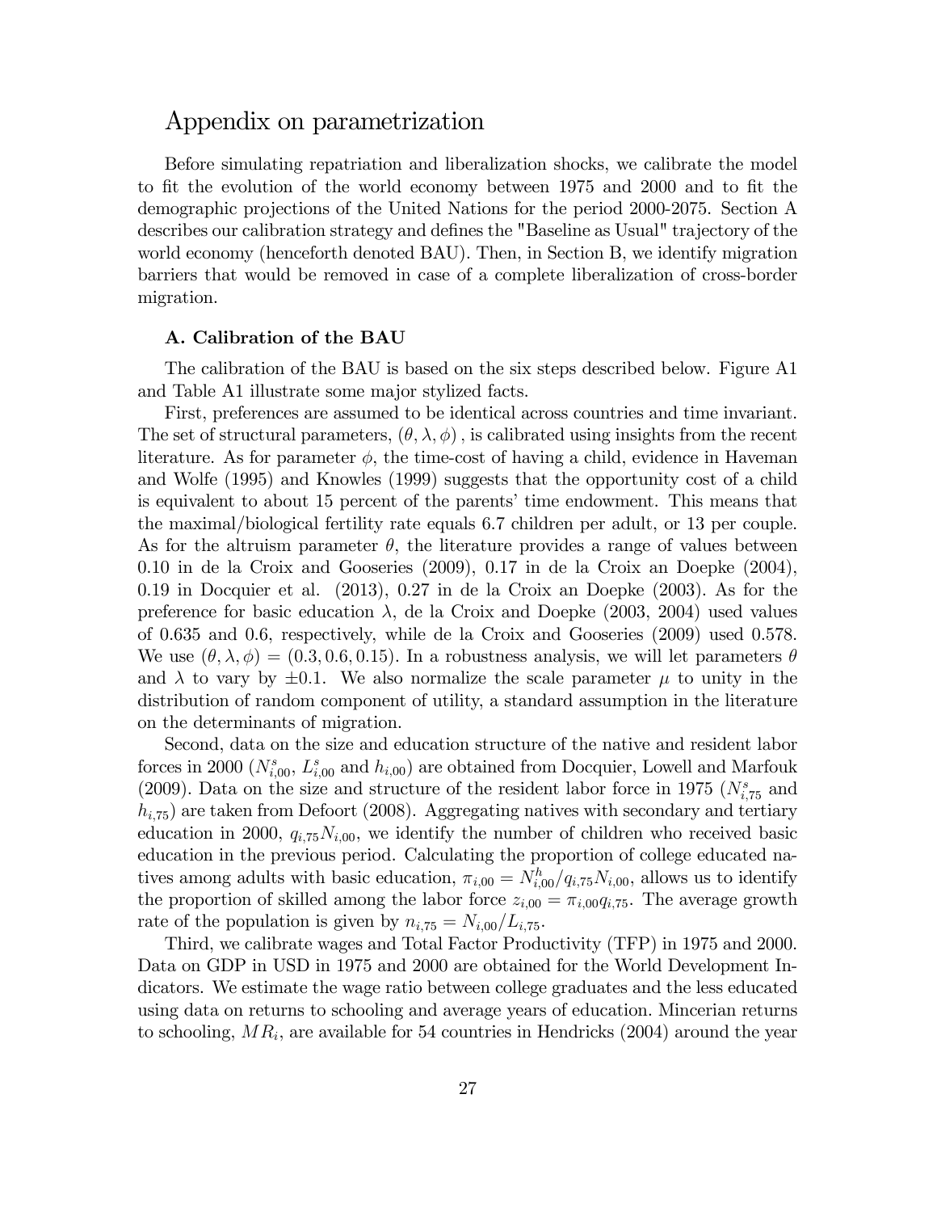# Appendix on parametrization

Before simulating repatriation and liberalization shocks, we calibrate the model to fit the evolution of the world economy between 1975 and 2000 and to fit the demographic projections of the United Nations for the period 2000-2075. Section A describes our calibration strategy and defines the "Baseline as Usual" trajectory of the world economy (henceforth denoted BAU). Then, in Section B, we identify migration barriers that would be removed in case of a complete liberalization of cross-border migration.

### A. Calibration of the BAU

The calibration of the BAU is based on the six steps described below. Figure A1 and Table A1 illustrate some major stylized facts.

First, preferences are assumed to be identical across countries and time invariant. The set of structural parameters, $(\theta, \lambda, \phi)$, is calibrated using insights from the recent literature. As for parameter $\phi$, the time-cost of having a child, evidence in Haveman and Wolfe (1995) and Knowles (1999) suggests that the opportunity cost of a child is equivalent to about 15 percent of the parents' time endowment. This means that the maximal/biological fertility rate equals 6.7 children per adult, or 13 per couple. As for the altruism parameter $\theta$, the literature provides a range of values between 0.10 in de la Croix and Gooseries (2009), 0.17 in de la Croix an Doepke (2004), 0.19 in Docquier et al. (2013), 0.27 in de la Croix an Doepke (2003). As for the preference for basic education $\lambda$, de la Croix and Doepke (2003, 2004) used values of 0.635 and 0.6, respectively, while de la Croix and Gooseries (2009) used 0.578. We use $(\theta, \lambda, \phi) = (0.3, 0.6, 0.15)$. In a robustness analysis, we will let parameters $\theta$ and $\lambda$ to vary by $\pm 0.1$. We also normalize the scale parameter $\mu$ to unity in the distribution of random component of utility, a standard assumption in the literature on the determinants of migration.

Second, data on the size and education structure of the native and resident labor forces in 2000 ($N^{s}_{i,00}$, $L^{s}_{i,00}$ and $h_{i,00}$) are obtained from Docquier, Lowell and Marfouk (2009). Data on the size and structure of the resident labor force in 1975 ($N^{s}_{i,75}$ and $h_{i,75}$) are taken from Defoort (2008). Aggregating natives with secondary and tertiary education in 2000, $q_{i,75}N_{i,00}$, we identify the number of children who received basic education in the previous period. Calculating the proportion of college educated natives among adults with basic education, $\pi_{i,00} = N^{h}_{i,00}/q_{i,75}N_{i,00}$, allows us to identify the proportion of skilled among the labor force $z_{i,00} = \pi_{i,00}q_{i,75}$. The average growth rate of the population is given by $n_{i,75} = N_{i,00}/L_{i,75}$.

Third, we calibrate wages and Total Factor Productivity (TFP) in 1975 and 2000. Data on GDP in USD in 1975 and 2000 are obtained for the World Development Indicators. We estimate the wage ratio between college graduates and the less educated using data on returns to schooling and average years of education. Mincerian returns to schooling, $MR_i$, are available for 54 countries in Hendricks (2004) around the year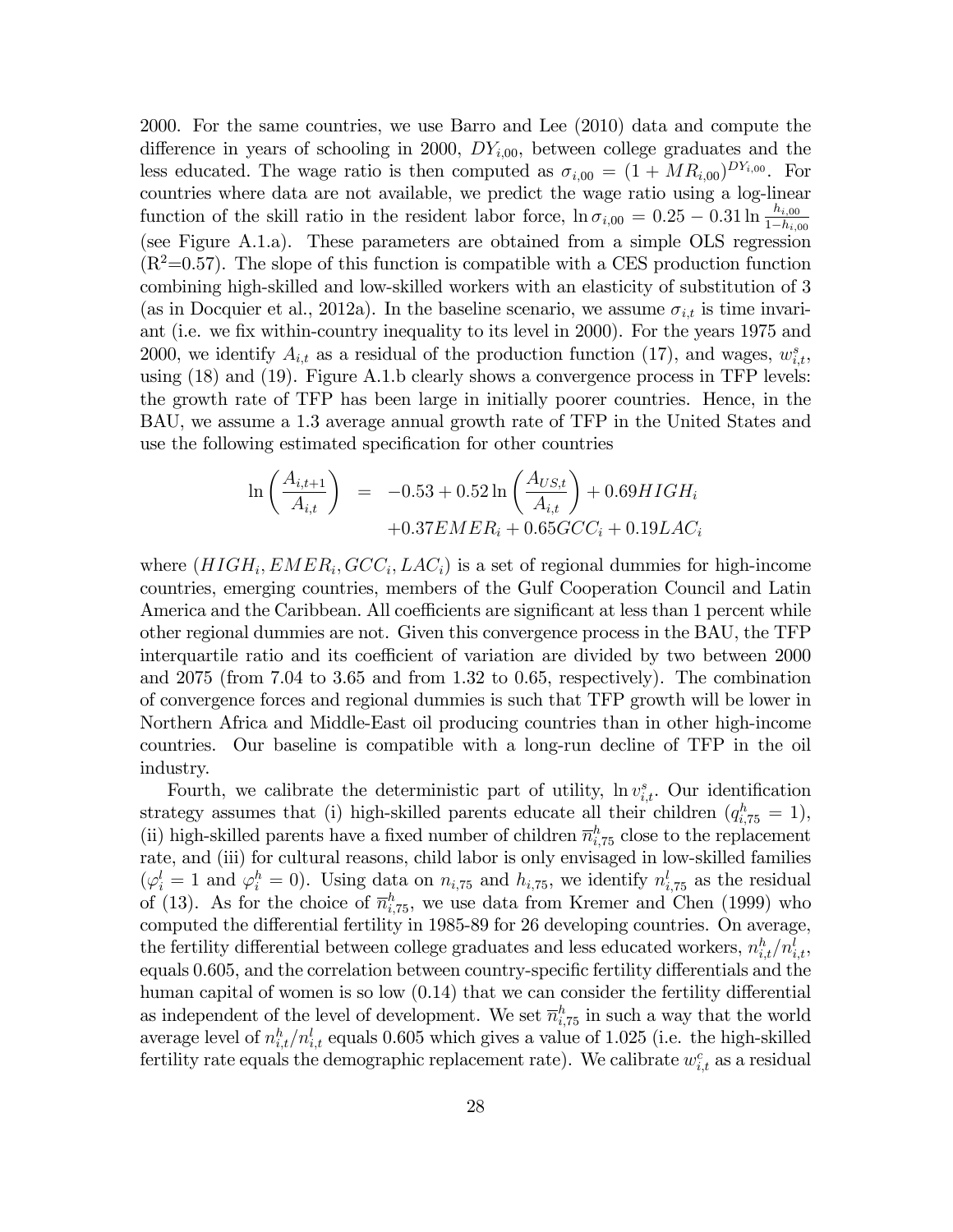2000. For the same countries, we use Barro and Lee (2010) data and compute the difference in years of schooling in 2000, $DY_{i,00}$, between college graduates and the less educated. The wage ratio is then computed as $\sigma_{i,00} = (1 + MR_{i,00})^{DY_{i,00}}$. For countries where data are not available, we predict the wage ratio using a log-linear function of the skill ratio in the resident labor force, $\ln \sigma_{i,00} = 0.25 - 0.31 \ln \frac{h_{i,00}}{1-h_{i,00}}$ (see Figure A.1.a). These parameters are obtained from a simple OLS regression ($R^2$=0.57). The slope of this function is compatible with a CES production function combining high-skilled and low-skilled workers with an elasticity of substitution of 3 (as in Docquier et al., 2012a). In the baseline scenario, we assume $\sigma_{i,t}$ is time invariant (i.e. we fix within-country inequality to its level in 2000). For the years 1975 and 2000, we identify $A_{i,t}$ as a residual of the production function (17), and wages, $w^s_{i,t}$, using (18) and (19). Figure A.1.b clearly shows a convergence process in TFP levels: the growth rate of TFP has been large in initially poorer countries. Hence, in the BAU, we assume a 1.3 average annual growth rate of TFP in the United States and use the following estimated specification for other countries

$$\begin{aligned} \ln\left(\frac{A_{i,t+1}}{A_{i,t}}\right) &= -0.53 + 0.52 \ln\left(\frac{A_{US,t}}{A_{i,t}}\right) + 0.69HIGH_i \\ &\quad + 0.37EMER_i + 0.65GCC_i + 0.19LAC_i \end{aligned}$$

where $(HIGH_i, EMER_i, GCC_i, LAC_i)$ is a set of regional dummies for high-income countries, emerging countries, members of the Gulf Cooperation Council and Latin America and the Caribbean. All coefficients are significant at less than 1 percent while other regional dummies are not. Given this convergence process in the BAU, the TFP interquartile ratio and its coefficient of variation are divided by two between 2000 and 2075 (from 7.04 to 3.65 and from 1.32 to 0.65, respectively). The combination of convergence forces and regional dummies is such that TFP growth will be lower in Northern Africa and Middle-East oil producing countries than in other high-income countries. Our baseline is compatible with a long-run decline of TFP in the oil industry.

Fourth, we calibrate the deterministic part of utility, $\ln v^s_{i,t}$. Our identification strategy assumes that (i) high-skilled parents educate all their children ($q^h_{i,75} = 1$), (ii) high-skilled parents have a fixed number of children $\overline{n}^h_{i,75}$ close to the replacement rate, and (iii) for cultural reasons, child labor is only envisaged in low-skilled families ($\varphi^l_i = 1$ and $\varphi^h_i = 0$). Using data on $n_{i,75}$ and $h_{i,75}$, we identify $n^l_{i,75}$ as the residual of (13). As for the choice of $\overline{n}^h_{i,75}$, we use data from Kremer and Chen (1999) who computed the differential fertility in 1985-89 for 26 developing countries. On average, the fertility differential between college graduates and less educated workers, $n^h_{i,t}/n^l_{i,t}$, equals 0.605, and the correlation between country-specific fertility differentials and the human capital of women is so low (0.14) that we can consider the fertility differential as independent of the level of development. We set $\overline{n}^h_{i,75}$ in such a way that the world average level of $n^h_{i,t}/n^l_{i,t}$ equals 0.605 which gives a value of 1.025 (i.e. the high-skilled fertility rate equals the demographic replacement rate). We calibrate $w^c_{i,t}$ as a residual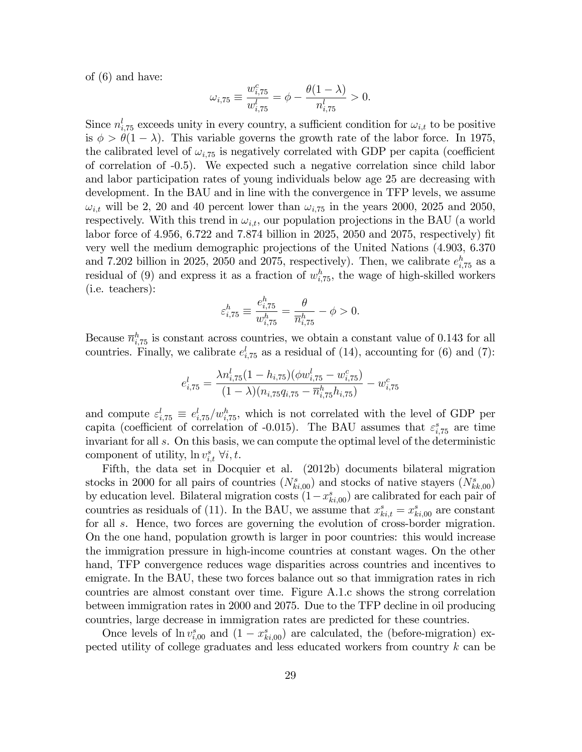of (6) and have:

$$\omega_{i,75} \equiv \frac{w^c_{i,75}}{w^l_{i,75}} = \phi - \frac{\theta(1-\lambda)}{n^l_{i,75}} > 0.$$

Since $n^l_{i,75}$ exceeds unity in every country, a sufficient condition for $\omega_{i,t}$ to be positive is $\phi > \theta(1-\lambda)$. This variable governs the growth rate of the labor force. In 1975, the calibrated level of $\omega_{i,75}$ is negatively correlated with GDP per capita (coefficient of correlation of -0.5). We expected such a negative correlation since child labor and labor participation rates of young individuals below age 25 are decreasing with development. In the BAU and in line with the convergence in TFP levels, we assume $\omega_{i,t}$ will be 2, 20 and 40 percent lower than $\omega_{i,75}$ in the years 2000, 2025 and 2050, respectively. With this trend in $\omega_{i,t}$, our population projections in the BAU (a world labor force of 4.956, 6.722 and 7.874 billion in 2025, 2050 and 2075, respectively) fit very well the medium demographic projections of the United Nations (4.903, 6.370 and 7.202 billion in 2025, 2050 and 2075, respectively). Then, we calibrate $e^h_{i,75}$ as a residual of (9) and express it as a fraction of $w^h_{i,75}$, the wage of high-skilled workers (i.e. teachers):

$$\varepsilon^h_{i,75} \equiv \frac{e^h_{i,75}}{w^h_{i,75}} = \frac{\theta}{\overline{n}^h_{i,75}} - \phi > 0.$$

Because $\overline{n}^h_{i,75}$ is constant across countries, we obtain a constant value of 0.143 for all countries. Finally, we calibrate $e^l_{i,75}$ as a residual of (14), accounting for (6) and (7):

$$e^l_{i,75} = \frac{\lambda n^l_{i,75}(1-h_{i,75})(\phi w^l_{i,75} - w^c_{i,75})}{(1-\lambda)(n_{i,75}q_{i,75} - \overline{n}^h_{i,75}h_{i,75})} - w^c_{i,75}$$

and compute $\varepsilon^l_{i,75} \equiv e^l_{i,75}/w^h_{i,75}$, which is not correlated with the level of GDP per capita (coefficient of correlation of -0.015). The BAU assumes that $\varepsilon^s_{i,75}$ are time invariant for all $s$. On this basis, we can compute the optimal level of the deterministic component of utility, $\ln v^s_{i,t}\ \forall i,t$.

Fifth, the data set in Docquier et al. (2012b) documents bilateral migration stocks in 2000 for all pairs of countries ($N^s_{ki,00}$) and stocks of native stayers ($N^s_{kk,00}$) by education level. Bilateral migration costs $(1-x^s_{ki,00})$ are calibrated for each pair of countries as residuals of (11). In the BAU, we assume that $x^s_{ki,t} = x^s_{ki,00}$ are constant for all $s$. Hence, two forces are governing the evolution of cross-border migration. On the one hand, population growth is larger in poor countries: this would increase the immigration pressure in high-income countries at constant wages. On the other hand, TFP convergence reduces wage disparities across countries and incentives to emigrate. In the BAU, these two forces balance out so that immigration rates in rich countries are almost constant over time. Figure A.1.c shows the strong correlation between immigration rates in 2000 and 2075. Due to the TFP decline in oil producing countries, large decrease in immigration rates are predicted for these countries.

Once levels of $\ln v^s_{i,00}$ and $(1-x^s_{ki,00})$ are calculated, the (before-migration) expected utility of college graduates and less educated workers from country $k$ can be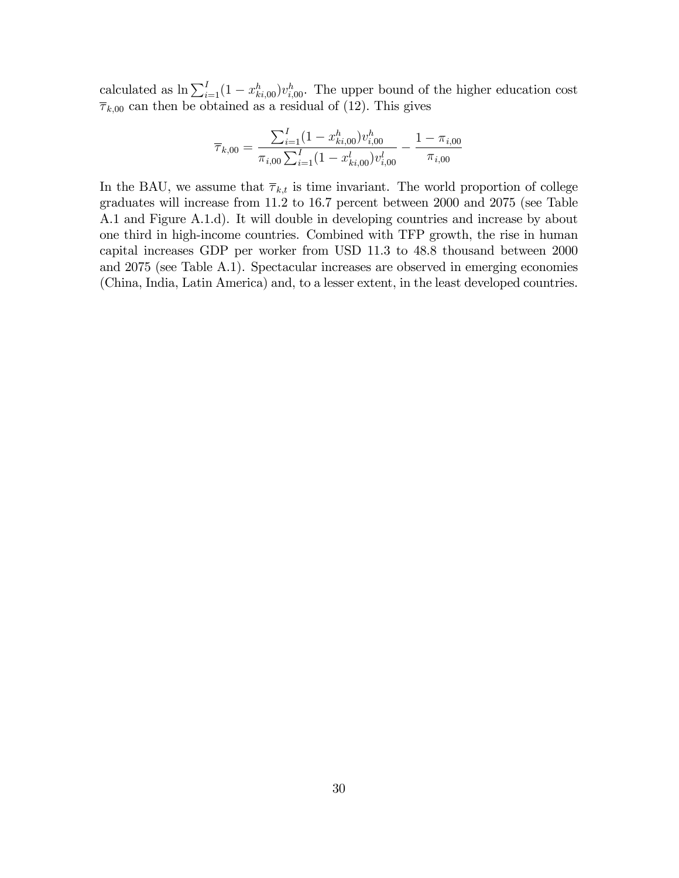calculated as $\ln \sum_{i=1}^{I}(1-x^h_{ki,00})v^h_{i,00}$. The upper bound of the higher education cost $\overline{\tau}_{k,00}$ can then be obtained as a residual of (12). This gives

$$\overline{\tau}_{k,00} = \frac{\sum_{i=1}^{I}(1-x^h_{ki,00})v^h_{i,00}}{\pi_{i,00}\sum_{i=1}^{I}(1-x^l_{ki,00})v^l_{i,00}} - \frac{1-\pi_{i,00}}{\pi_{i,00}}$$

In the BAU, we assume that $\overline{\tau}_{k,t}$ is time invariant. The world proportion of college graduates will increase from 11.2 to 16.7 percent between 2000 and 2075 (see Table A.1 and Figure A.1.d). It will double in developing countries and increase by about one third in high-income countries. Combined with TFP growth, the rise in human capital increases GDP per worker from USD 11.3 to 48.8 thousand between 2000 and 2075 (see Table A.1). Spectacular increases are observed in emerging economies (China, India, Latin America) and, to a lesser extent, in the least developed countries.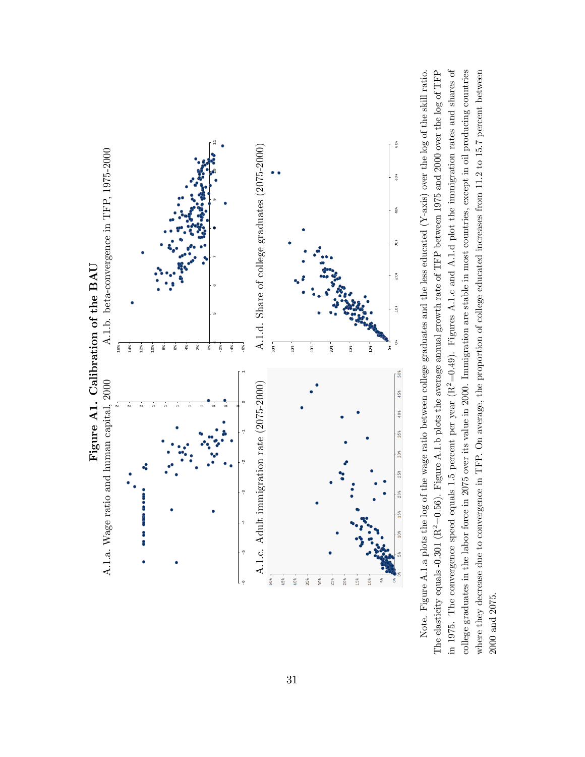**Figure A1. Calibration of the BAU**

A.1.a. Wage ratio and human capital, 2000

A.1.b. beta-convergence in TFP, 1975-2000

A.1.c. Adult immigration rate (2075-2000)

A.1.d. Share of college graduates (2075-2000)

Note. Figure A.1.a plots the log of the wage ratio between college graduates and the less educated (Y-axis) over the log of the skill ratio. The elasticity equals -0.301 ($R^2$=0.56). Figure A.1.b plots the average annual growth rate of TFP between 1975 and 2000 over the log of TFP in 1975. The convergence speed equals 1.5 percent per year ($R^2$=0.49). Figures A.1.c and A.1.d plot the immigration rates and shares of college graduates in the labor force in 2075 over its value in 2000. Immigration are stable in most countries, except in oil producing countries where they decrease due to convergence in TFP. On average, the proportion of college educated increases from 11.2 to 15.7 percent between 2000 and 2075.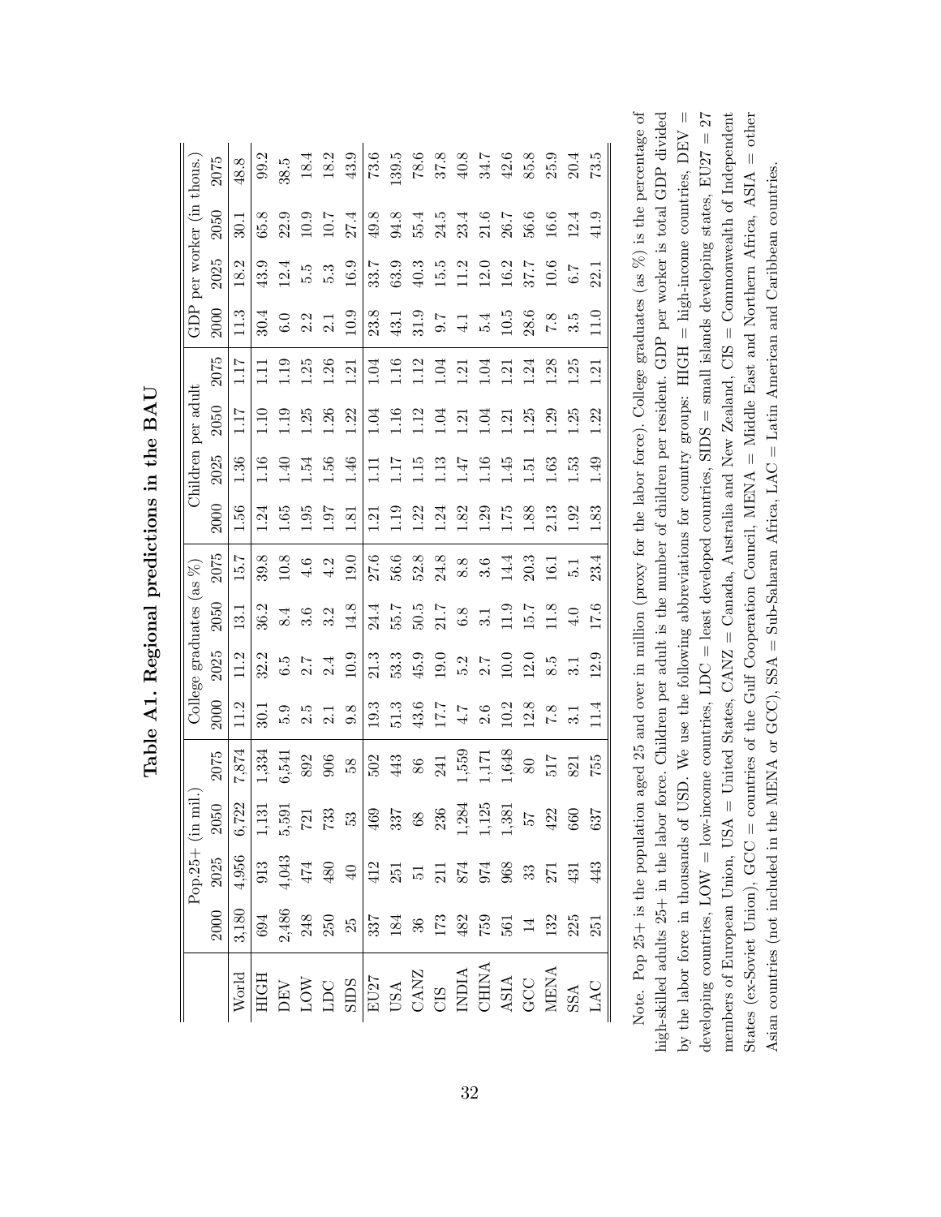# Table A1. Regional predictions in the BAU

| | Pop.25+ (in mil.) | | | | College graduates (as %) | | | | Children per adult | | | | GDP per worker (in thous.) | | | |
|---|---|---|---|---|---|---|---|---|---|---|---|---|---|---|---|---|
| | 2000 | 2025 | 2050 | 2075 | 2000 | 2025 | 2050 | 2075 | 2000 | 2025 | 2050 | 2075 | 2000 | 2025 | 2050 | 2075 |
| World | 3,180 | 4,956 | 6,722 | 7,874 | 11.2 | 11.2 | 13.1 | 15.7 | 1.56 | 1.36 | 1.17 | 1.17 | 11.3 | 18.2 | 30.1 | 48.8 |
| HIGH | 694 | 913 | 1,131 | 1,334 | 30.1 | 32.2 | 36.2 | 39.8 | 1.24 | 1.16 | 1.10 | 1.11 | 30.4 | 43.9 | 65.8 | 99.2 |
| DEV | 2,486 | 4,043 | 5,591 | 6,541 | 5.9 | 6.5 | 8.4 | 10.8 | 1.65 | 1.40 | 1.19 | 1.19 | 6.0 | 12.4 | 22.9 | 38.5 |
| LOW | 248 | 474 | 721 | 892 | 2.5 | 2.7 | 3.6 | 4.6 | 1.95 | 1.54 | 1.25 | 1.25 | 2.2 | 5.5 | 10.9 | 18.4 |
| LDC | 250 | 480 | 733 | 906 | 2.1 | 2.4 | 3.2 | 4.2 | 1.97 | 1.56 | 1.26 | 1.26 | 2.1 | 5.3 | 10.7 | 18.2 |
| SIDS | 25 | 40 | 53 | 58 | 9.8 | 10.9 | 14.8 | 19.0 | 1.81 | 1.46 | 1.22 | 1.21 | 10.9 | 16.9 | 27.4 | 43.9 |
| EU27 | 337 | 412 | 469 | 502 | 19.3 | 21.3 | 24.4 | 27.6 | 1.21 | 1.11 | 1.04 | 1.04 | 23.8 | 33.7 | 49.8 | 73.6 |
| USA | 184 | 251 | 337 | 443 | 51.3 | 53.3 | 55.7 | 56.6 | 1.19 | 1.17 | 1.16 | 1.16 | 43.1 | 63.9 | 94.8 | 139.5 |
| CANZ | 36 | 51 | 68 | 86 | 43.6 | 45.9 | 50.5 | 52.8 | 1.22 | 1.15 | 1.12 | 1.12 | 31.9 | 40.3 | 55.4 | 78.6 |
| CIS | 173 | 211 | 236 | 241 | 17.7 | 19.0 | 21.7 | 24.8 | 1.24 | 1.13 | 1.04 | 1.04 | 9.7 | 15.5 | 24.5 | 37.8 |
| INDIA | 482 | 874 | 1,284 | 1,559 | 4.7 | 5.2 | 6.8 | 8.8 | 1.82 | 1.47 | 1.21 | 1.21 | 4.1 | 11.2 | 23.4 | 40.8 |
| CHINA | 759 | 974 | 1,125 | 1,171 | 2.6 | 2.7 | 3.1 | 3.6 | 1.29 | 1.16 | 1.04 | 1.04 | 5.4 | 12.0 | 21.6 | 34.7 |
| ASIA | 561 | 968 | 1,381 | 1,648 | 10.2 | 10.0 | 11.9 | 14.4 | 1.75 | 1.45 | 1.21 | 1.21 | 10.5 | 16.2 | 26.7 | 42.6 |
| GCC | 14 | 33 | 57 | 80 | 12.8 | 12.0 | 15.7 | 20.3 | 1.88 | 1.51 | 1.25 | 1.24 | 28.6 | 37.7 | 56.6 | 85.8 |
| MENA | 132 | 271 | 422 | 517 | 7.8 | 8.5 | 11.8 | 16.1 | 2.13 | 1.63 | 1.29 | 1.28 | 7.8 | 10.6 | 16.6 | 25.9 |
| SSA | 225 | 431 | 660 | 821 | 3.1 | 3.1 | 4.0 | 5.1 | 1.92 | 1.53 | 1.25 | 1.25 | 3.5 | 6.7 | 12.4 | 20.4 |
| LAC | 251 | 443 | 637 | 755 | 11.4 | 12.9 | 17.6 | 23.4 | 1.83 | 1.49 | 1.22 | 1.21 | 11.0 | 22.1 | 41.9 | 73.5 |

Note. Pop 25+ is the population aged 25 and over in million (proxy for the labor force). College graduates (as %) is the percentage of high-skilled adults 25+ in the labor force. Children per adult is the number of children per resident. GDP per worker is total GDP divided by the labor force in thousands of USD. We use the following abbreviations for country groups: HIGH = high-income countries, DEV = developing countries, LOW = low-income countries, LDC = least developed countries, SIDS = small islands developing states, EU27 = 27 members of European Union, USA = United States, CANZ = Canada, Australia and New Zealand, CIS = Commonwealth of Independent States (ex-Soviet Union), GCC = countries of the Gulf Cooperation Council, MENA = Middle East and Northern Africa, ASIA = other Asian countries (not included in the MENA or GCC), SSA = Sub-Saharan Africa, LAC = Latin American and Caribbean countries.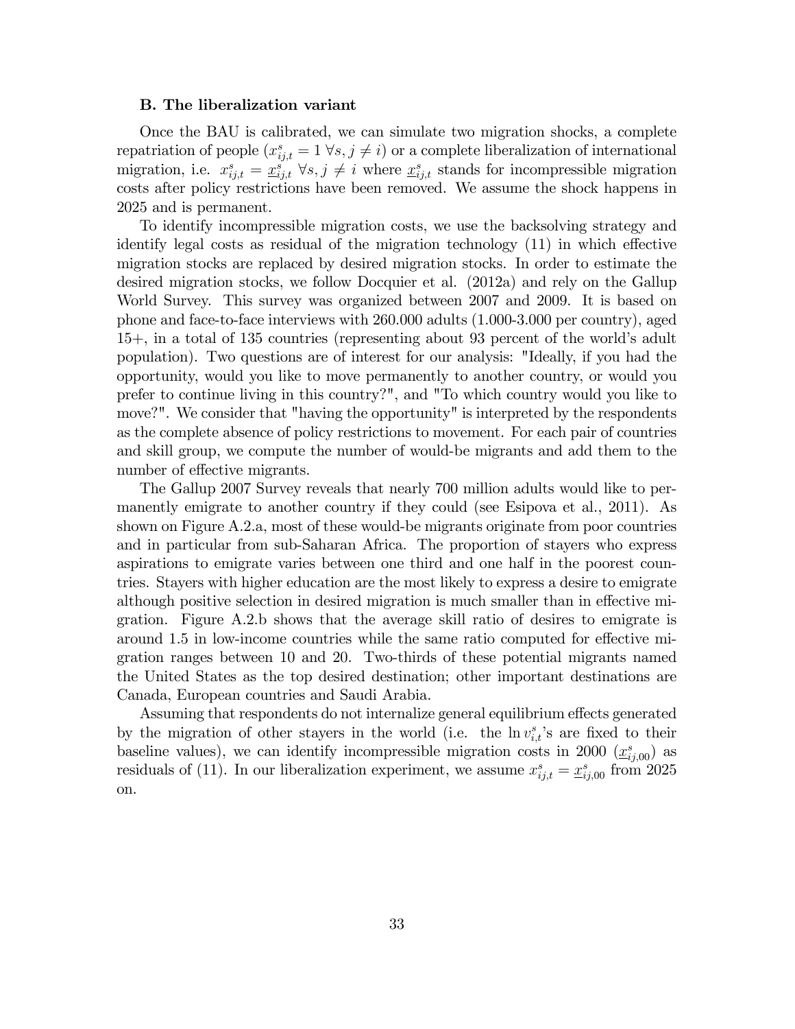### B. The liberalization variant

Once the BAU is calibrated, we can simulate two migration shocks, a complete repatriation of people ($x^s_{ij,t} = 1 \; \forall s, j \neq i$) or a complete liberalization of international migration, i.e. $x^s_{ij,t} = \underline{x}^s_{ij,t} \; \forall s, j \neq i$ where $\underline{x}^s_{ij,t}$ stands for incompressible migration costs after policy restrictions have been removed. We assume the shock happens in 2025 and is permanent.

To identify incompressible migration costs, we use the backsolving strategy and identify legal costs as residual of the migration technology (11) in which effective migration stocks are replaced by desired migration stocks. In order to estimate the desired migration stocks, we follow Docquier et al. (2012a) and rely on the Gallup World Survey. This survey was organized between 2007 and 2009. It is based on phone and face-to-face interviews with 260.000 adults (1.000-3.000 per country), aged 15+, in a total of 135 countries (representing about 93 percent of the world's adult population). Two questions are of interest for our analysis: "Ideally, if you had the opportunity, would you like to move permanently to another country, or would you prefer to continue living in this country?", and "To which country would you like to move?". We consider that "having the opportunity" is interpreted by the respondents as the complete absence of policy restrictions to movement. For each pair of countries and skill group, we compute the number of would-be migrants and add them to the number of effective migrants.

The Gallup 2007 Survey reveals that nearly 700 million adults would like to permanently emigrate to another country if they could (see Esipova et al., 2011). As shown on Figure A.2.a, most of these would-be migrants originate from poor countries and in particular from sub-Saharan Africa. The proportion of stayers who express aspirations to emigrate varies between one third and one half in the poorest countries. Stayers with higher education are the most likely to express a desire to emigrate although positive selection in desired migration is much smaller than in effective migration. Figure A.2.b shows that the average skill ratio of desires to emigrate is around 1.5 in low-income countries while the same ratio computed for effective migration ranges between 10 and 20. Two-thirds of these potential migrants named the United States as the top desired destination; other important destinations are Canada, European countries and Saudi Arabia.

Assuming that respondents do not internalize general equilibrium effects generated by the migration of other stayers in the world (i.e. the $\ln v^s_{i,t}$'s are fixed to their baseline values), we can identify incompressible migration costs in 2000 ($\underline{x}^s_{ij,00}$) as residuals of (11). In our liberalization experiment, we assume $x^s_{ij,t} = \underline{x}^s_{ij,00}$ from 2025 on.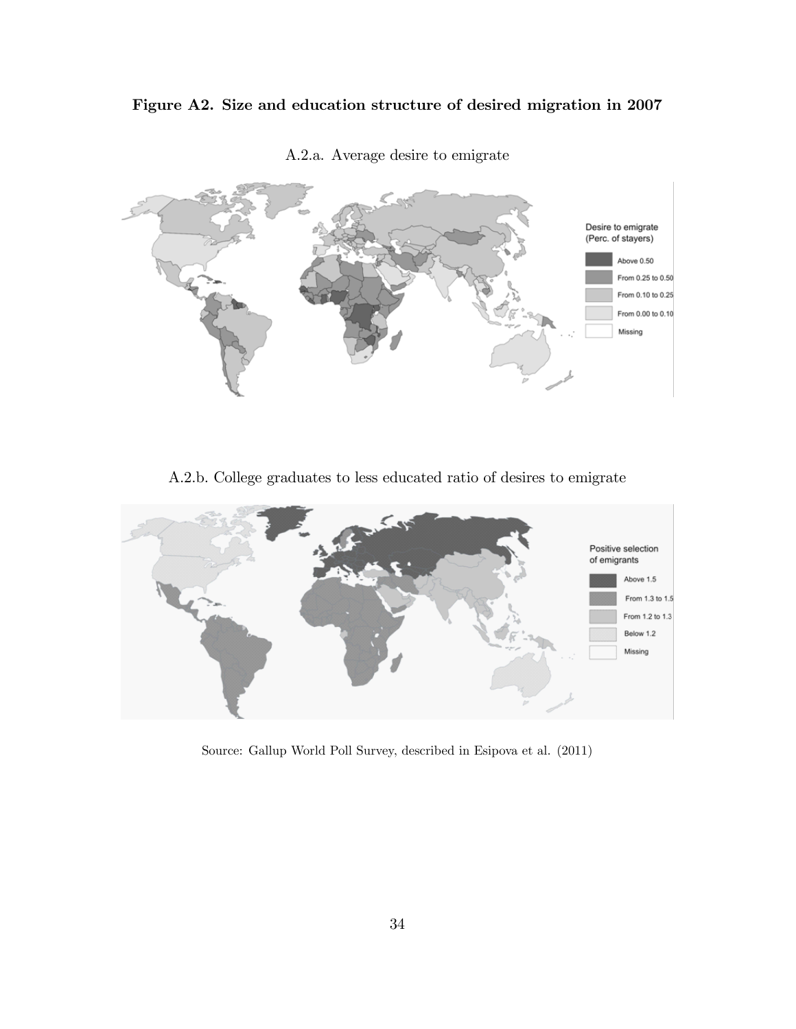**Figure A2. Size and education structure of desired migration in 2007**

A.2.a. Average desire to emigrate

Desire to emigrate
(Perc. of stayers)

Above 0.50

From 0.25 to 0.50

From 0.10 to 0.25

From 0.00 to 0.10

Missing

A.2.b. College graduates to less educated ratio of desires to emigrate

Positive selection
of emigrants

Above 1.5

From 1.3 to 1.5

From 1.2 to 1.3

Below 1.2

Missing

Source: Gallup World Poll Survey, described in Esipova et al. (2011)